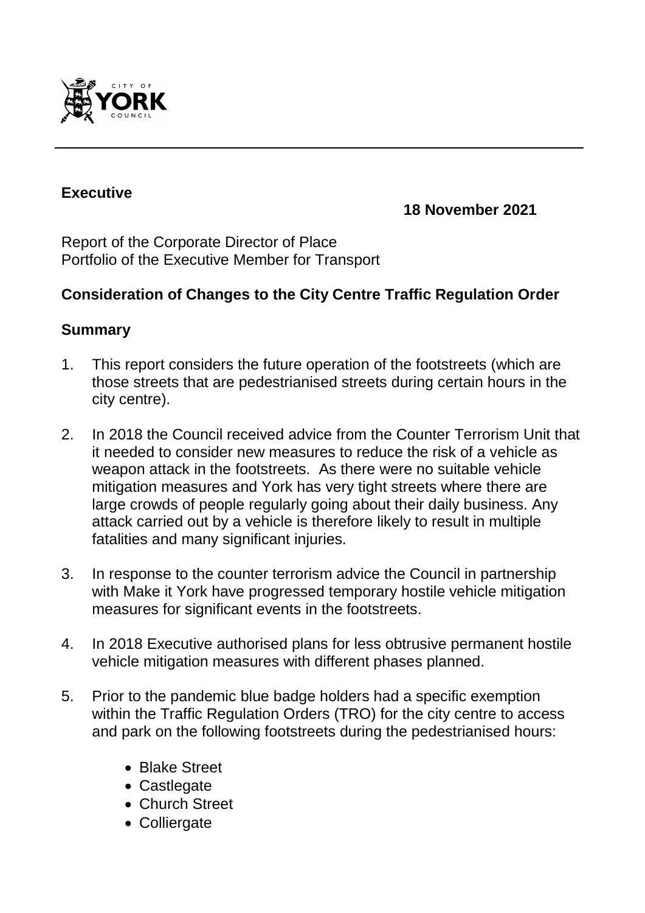**Executive**

**18 November 2021**

Report of the Corporate Director of Place
Portfolio of the Executive Member for Transport

## Consideration of Changes to the City Centre Traffic Regulation Order

## Summary

1. This report considers the future operation of the footstreets (which are those streets that are pedestrianised streets during certain hours in the city centre).

2. In 2018 the Council received advice from the Counter Terrorism Unit that it needed to consider new measures to reduce the risk of a vehicle as weapon attack in the footstreets. As there were no suitable vehicle mitigation measures and York has very tight streets where there are large crowds of people regularly going about their daily business. Any attack carried out by a vehicle is therefore likely to result in multiple fatalities and many significant injuries.

3. In response to the counter terrorism advice the Council in partnership with Make it York have progressed temporary hostile vehicle mitigation measures for significant events in the footstreets.

4. In 2018 Executive authorised plans for less obtrusive permanent hostile vehicle mitigation measures with different phases planned.

5. Prior to the pandemic blue badge holders had a specific exemption within the Traffic Regulation Orders (TRO) for the city centre to access and park on the following footstreets during the pedestrianised hours:

   - Blake Street
   - Castlegate
   - Church Street
   - Colliergate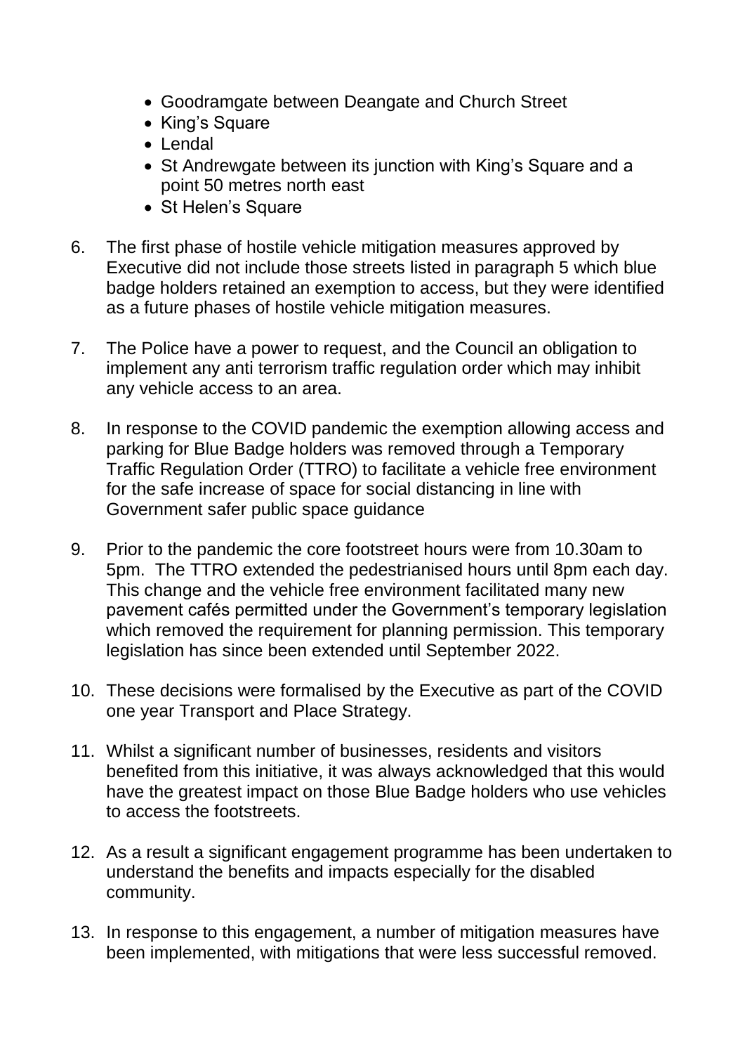- Goodramgate between Deangate and Church Street
- King's Square
- Lendal
- St Andrewgate between its junction with King's Square and a point 50 metres north east
- St Helen's Square

6. The first phase of hostile vehicle mitigation measures approved by Executive did not include those streets listed in paragraph 5 which blue badge holders retained an exemption to access, but they were identified as a future phases of hostile vehicle mitigation measures.

7. The Police have a power to request, and the Council an obligation to implement any anti terrorism traffic regulation order which may inhibit any vehicle access to an area.

8. In response to the COVID pandemic the exemption allowing access and parking for Blue Badge holders was removed through a Temporary Traffic Regulation Order (TTRO) to facilitate a vehicle free environment for the safe increase of space for social distancing in line with Government safer public space guidance

9. Prior to the pandemic the core footstreet hours were from 10.30am to 5pm. The TTRO extended the pedestrianised hours until 8pm each day. This change and the vehicle free environment facilitated many new pavement cafés permitted under the Government's temporary legislation which removed the requirement for planning permission. This temporary legislation has since been extended until September 2022.

10. These decisions were formalised by the Executive as part of the COVID one year Transport and Place Strategy.

11. Whilst a significant number of businesses, residents and visitors benefited from this initiative, it was always acknowledged that this would have the greatest impact on those Blue Badge holders who use vehicles to access the footstreets.

12. As a result a significant engagement programme has been undertaken to understand the benefits and impacts especially for the disabled community.

13. In response to this engagement, a number of mitigation measures have been implemented, with mitigations that were less successful removed.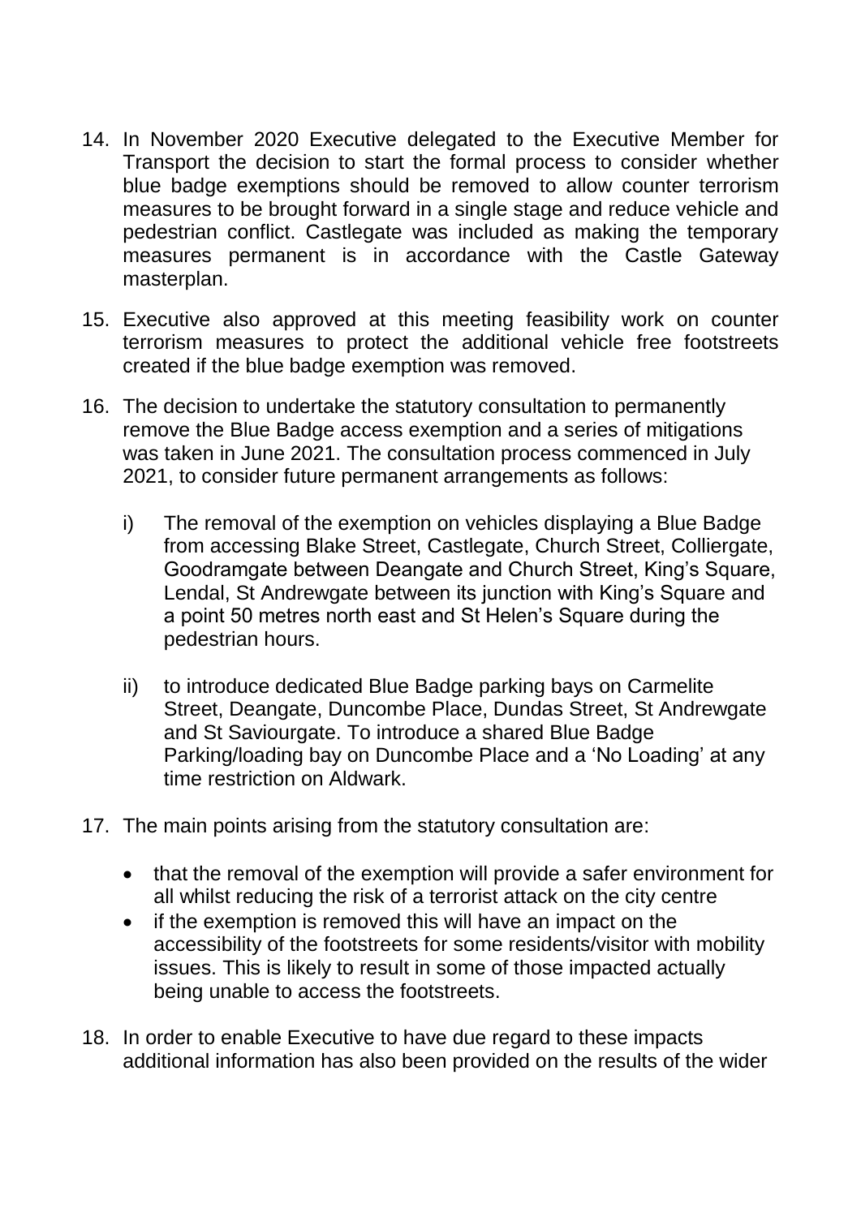14. In November 2020 Executive delegated to the Executive Member for Transport the decision to start the formal process to consider whether blue badge exemptions should be removed to allow counter terrorism measures to be brought forward in a single stage and reduce vehicle and pedestrian conflict. Castlegate was included as making the temporary measures permanent is in accordance with the Castle Gateway masterplan.

15. Executive also approved at this meeting feasibility work on counter terrorism measures to protect the additional vehicle free footstreets created if the blue badge exemption was removed.

16. The decision to undertake the statutory consultation to permanently remove the Blue Badge access exemption and a series of mitigations was taken in June 2021. The consultation process commenced in July 2021, to consider future permanent arrangements as follows:

    i) The removal of the exemption on vehicles displaying a Blue Badge from accessing Blake Street, Castlegate, Church Street, Colliergate, Goodramgate between Deangate and Church Street, King's Square, Lendal, St Andrewgate between its junction with King's Square and a point 50 metres north east and St Helen's Square during the pedestrian hours.

    ii) to introduce dedicated Blue Badge parking bays on Carmelite Street, Deangate, Duncombe Place, Dundas Street, St Andrewgate and St Saviourgate. To introduce a shared Blue Badge Parking/loading bay on Duncombe Place and a 'No Loading' at any time restriction on Aldwark.

17. The main points arising from the statutory consultation are:

    - that the removal of the exemption will provide a safer environment for all whilst reducing the risk of a terrorist attack on the city centre
    - if the exemption is removed this will have an impact on the accessibility of the footstreets for some residents/visitor with mobility issues. This is likely to result in some of those impacted actually being unable to access the footstreets.

18. In order to enable Executive to have due regard to these impacts additional information has also been provided on the results of the wider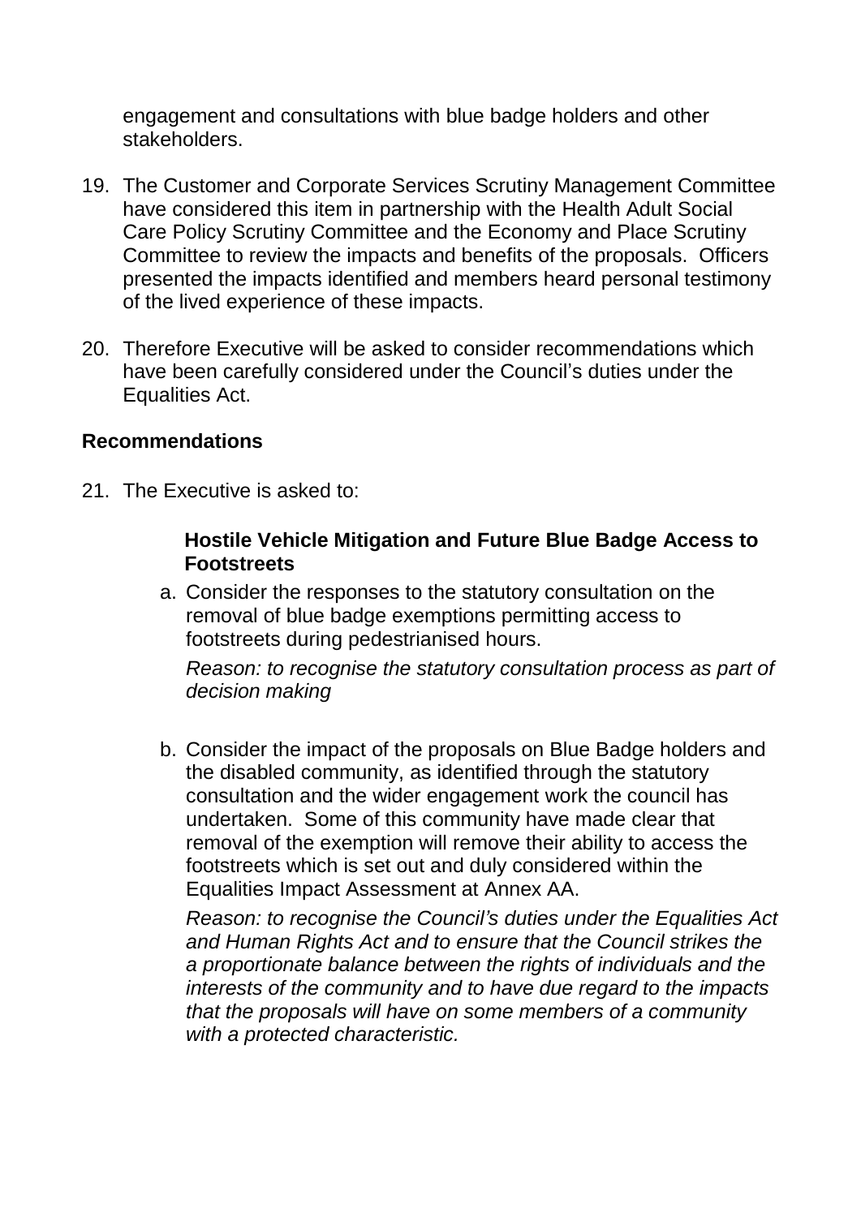engagement and consultations with blue badge holders and other stakeholders.

19. The Customer and Corporate Services Scrutiny Management Committee have considered this item in partnership with the Health Adult Social Care Policy Scrutiny Committee and the Economy and Place Scrutiny Committee to review the impacts and benefits of the proposals. Officers presented the impacts identified and members heard personal testimony of the lived experience of these impacts.

20. Therefore Executive will be asked to consider recommendations which have been carefully considered under the Council's duties under the Equalities Act.

## Recommendations

21. The Executive is asked to:

**Hostile Vehicle Mitigation and Future Blue Badge Access to Footstreets**

a. Consider the responses to the statutory consultation on the removal of blue badge exemptions permitting access to footstreets during pedestrianised hours.

   *Reason: to recognise the statutory consultation process as part of decision making*

b. Consider the impact of the proposals on Blue Badge holders and the disabled community, as identified through the statutory consultation and the wider engagement work the council has undertaken. Some of this community have made clear that removal of the exemption will remove their ability to access the footstreets which is set out and duly considered within the Equalities Impact Assessment at Annex AA.

   *Reason: to recognise the Council's duties under the Equalities Act and Human Rights Act and to ensure that the Council strikes the a proportionate balance between the rights of individuals and the interests of the community and to have due regard to the impacts that the proposals will have on some members of a community with a protected characteristic.*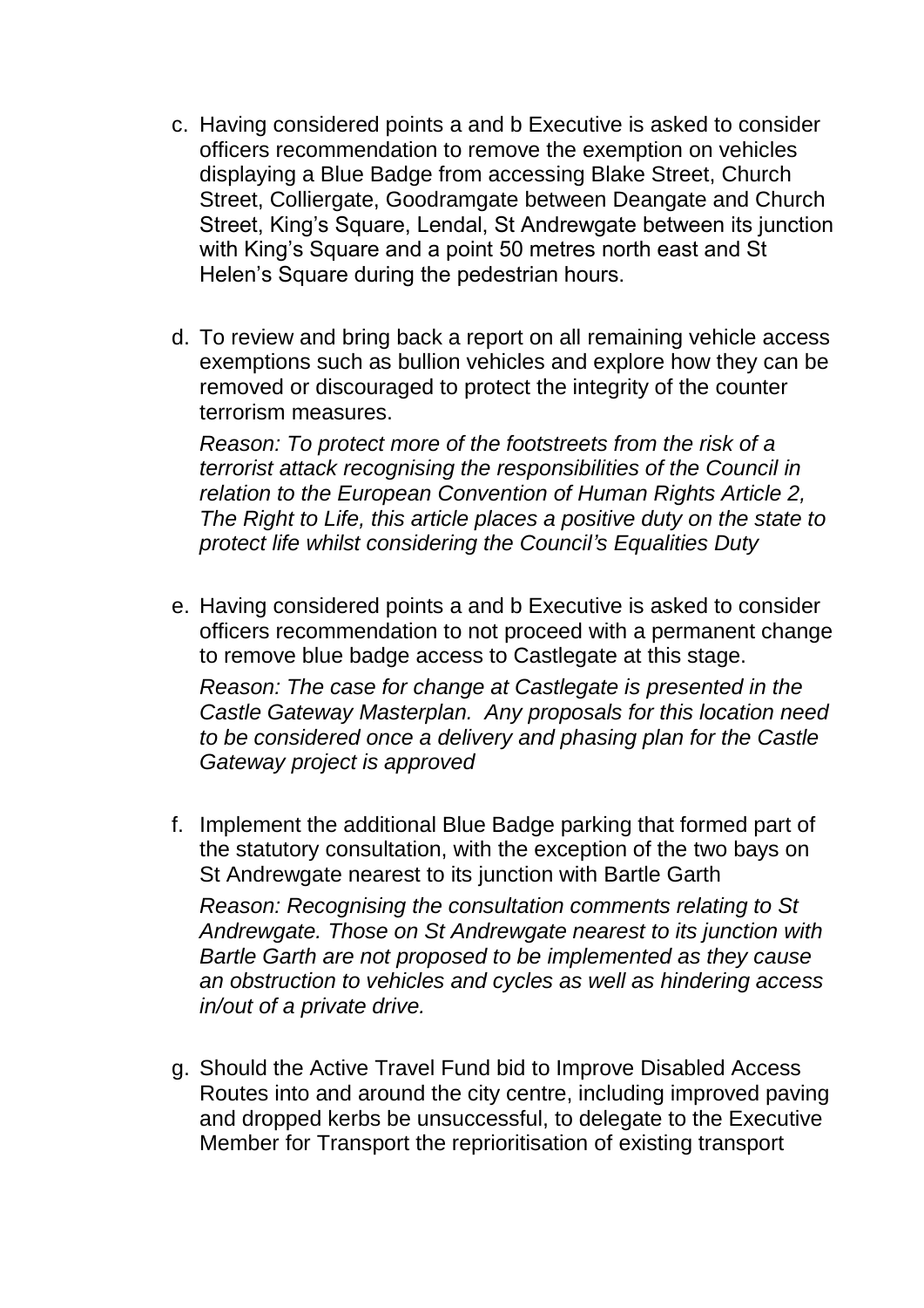c. Having considered points a and b Executive is asked to consider officers recommendation to remove the exemption on vehicles displaying a Blue Badge from accessing Blake Street, Church Street, Colliergate, Goodramgate between Deangate and Church Street, King's Square, Lendal, St Andrewgate between its junction with King's Square and a point 50 metres north east and St Helen's Square during the pedestrian hours.

d. To review and bring back a report on all remaining vehicle access exemptions such as bullion vehicles and explore how they can be removed or discouraged to protect the integrity of the counter terrorism measures.

   *Reason: To protect more of the footstreets from the risk of a terrorist attack recognising the responsibilities of the Council in relation to the European Convention of Human Rights Article 2, The Right to Life, this article places a positive duty on the state to protect life whilst considering the Council's Equalities Duty*

e. Having considered points a and b Executive is asked to consider officers recommendation to not proceed with a permanent change to remove blue badge access to Castlegate at this stage.

   *Reason: The case for change at Castlegate is presented in the Castle Gateway Masterplan. Any proposals for this location need to be considered once a delivery and phasing plan for the Castle Gateway project is approved*

f. Implement the additional Blue Badge parking that formed part of the statutory consultation, with the exception of the two bays on St Andrewgate nearest to its junction with Bartle Garth

   *Reason: Recognising the consultation comments relating to St Andrewgate. Those on St Andrewgate nearest to its junction with Bartle Garth are not proposed to be implemented as they cause an obstruction to vehicles and cycles as well as hindering access in/out of a private drive.*

g. Should the Active Travel Fund bid to Improve Disabled Access Routes into and around the city centre, including improved paving and dropped kerbs be unsuccessful, to delegate to the Executive Member for Transport the reprioritisation of existing transport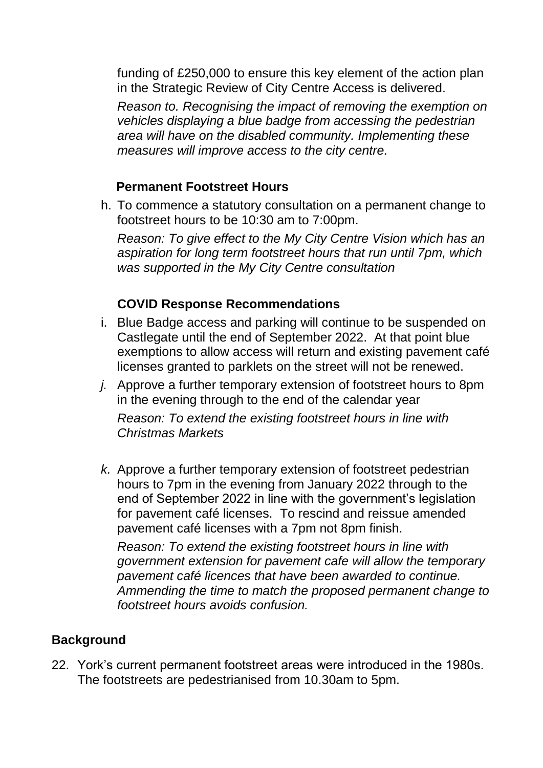funding of £250,000 to ensure this key element of the action plan in the Strategic Review of City Centre Access is delivered.

*Reason to. Recognising the impact of removing the exemption on vehicles displaying a blue badge from accessing the pedestrian area will have on the disabled community. Implementing these measures will improve access to the city centre.*

**Permanent Footstreet Hours**

h. To commence a statutory consultation on a permanent change to footstreet hours to be 10:30 am to 7:00pm.

   *Reason: To give effect to the My City Centre Vision which has an aspiration for long term footstreet hours that run until 7pm, which was supported in the My City Centre consultation*

**COVID Response Recommendations**

i. Blue Badge access and parking will continue to be suspended on Castlegate until the end of September 2022. At that point blue exemptions to allow access will return and existing pavement café licenses granted to parklets on the street will not be renewed.

*j.* Approve a further temporary extension of footstreet hours to 8pm in the evening through to the end of the calendar year

   *Reason: To extend the existing footstreet hours in line with Christmas Markets*

*k.* Approve a further temporary extension of footstreet pedestrian hours to 7pm in the evening from January 2022 through to the end of September 2022 in line with the government's legislation for pavement café licenses. To rescind and reissue amended pavement café licenses with a 7pm not 8pm finish.

   *Reason: To extend the existing footstreet hours in line with government extension for pavement cafe will allow the temporary pavement café licences that have been awarded to continue. Ammending the time to match the proposed permanent change to footstreet hours avoids confusion.*

## Background

22. York's current permanent footstreet areas were introduced in the 1980s. The footstreets are pedestrianised from 10.30am to 5pm.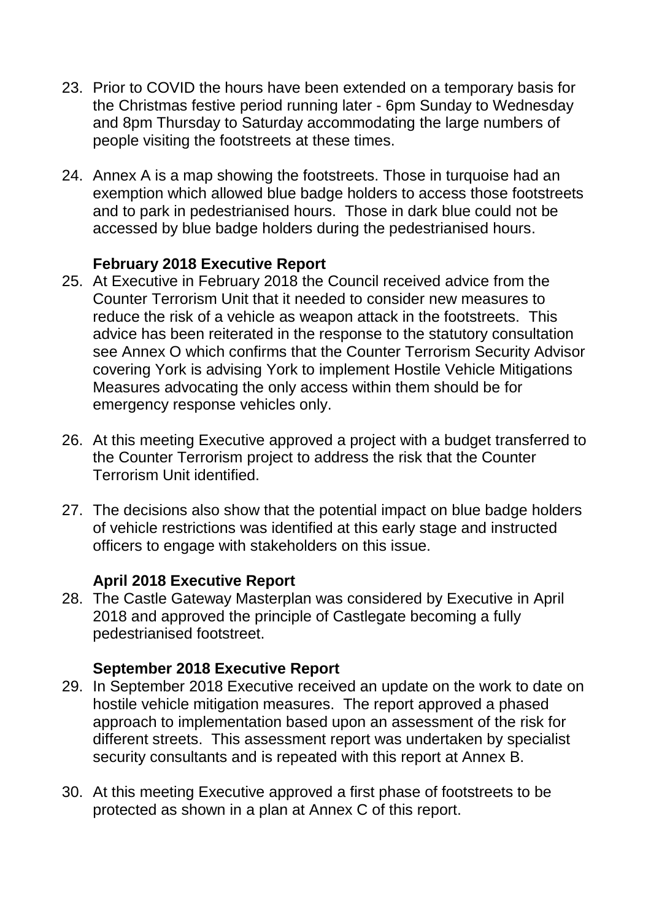23. Prior to COVID the hours have been extended on a temporary basis for the Christmas festive period running later - 6pm Sunday to Wednesday and 8pm Thursday to Saturday accommodating the large numbers of people visiting the footstreets at these times.

24. Annex A is a map showing the footstreets. Those in turquoise had an exemption which allowed blue badge holders to access those footstreets and to park in pedestrianised hours. Those in dark blue could not be accessed by blue badge holders during the pedestrianised hours.

**February 2018 Executive Report**

25. At Executive in February 2018 the Council received advice from the Counter Terrorism Unit that it needed to consider new measures to reduce the risk of a vehicle as weapon attack in the footstreets. This advice has been reiterated in the response to the statutory consultation see Annex O which confirms that the Counter Terrorism Security Advisor covering York is advising York to implement Hostile Vehicle Mitigations Measures advocating the only access within them should be for emergency response vehicles only.

26. At this meeting Executive approved a project with a budget transferred to the Counter Terrorism project to address the risk that the Counter Terrorism Unit identified.

27. The decisions also show that the potential impact on blue badge holders of vehicle restrictions was identified at this early stage and instructed officers to engage with stakeholders on this issue.

**April 2018 Executive Report**

28. The Castle Gateway Masterplan was considered by Executive in April 2018 and approved the principle of Castlegate becoming a fully pedestrianised footstreet.

**September 2018 Executive Report**

29. In September 2018 Executive received an update on the work to date on hostile vehicle mitigation measures. The report approved a phased approach to implementation based upon an assessment of the risk for different streets. This assessment report was undertaken by specialist security consultants and is repeated with this report at Annex B.

30. At this meeting Executive approved a first phase of footstreets to be protected as shown in a plan at Annex C of this report.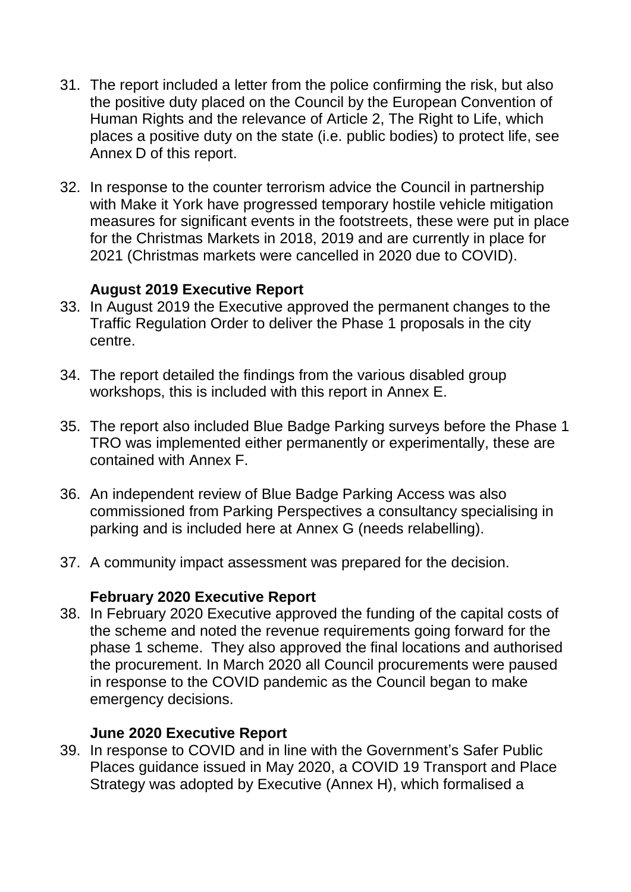31. The report included a letter from the police confirming the risk, but also the positive duty placed on the Council by the European Convention of Human Rights and the relevance of Article 2, The Right to Life, which places a positive duty on the state (i.e. public bodies) to protect life, see Annex D of this report.

32. In response to the counter terrorism advice the Council in partnership with Make it York have progressed temporary hostile vehicle mitigation measures for significant events in the footstreets, these were put in place for the Christmas Markets in 2018, 2019 and are currently in place for 2021 (Christmas markets were cancelled in 2020 due to COVID).

**August 2019 Executive Report**

33. In August 2019 the Executive approved the permanent changes to the Traffic Regulation Order to deliver the Phase 1 proposals in the city centre.

34. The report detailed the findings from the various disabled group workshops, this is included with this report in Annex E.

35. The report also included Blue Badge Parking surveys before the Phase 1 TRO was implemented either permanently or experimentally, these are contained with Annex F.

36. An independent review of Blue Badge Parking Access was also commissioned from Parking Perspectives a consultancy specialising in parking and is included here at Annex G (needs relabelling).

37. A community impact assessment was prepared for the decision.

**February 2020 Executive Report**

38. In February 2020 Executive approved the funding of the capital costs of the scheme and noted the revenue requirements going forward for the phase 1 scheme. They also approved the final locations and authorised the procurement. In March 2020 all Council procurements were paused in response to the COVID pandemic as the Council began to make emergency decisions.

**June 2020 Executive Report**

39. In response to COVID and in line with the Government's Safer Public Places guidance issued in May 2020, a COVID 19 Transport and Place Strategy was adopted by Executive (Annex H), which formalised a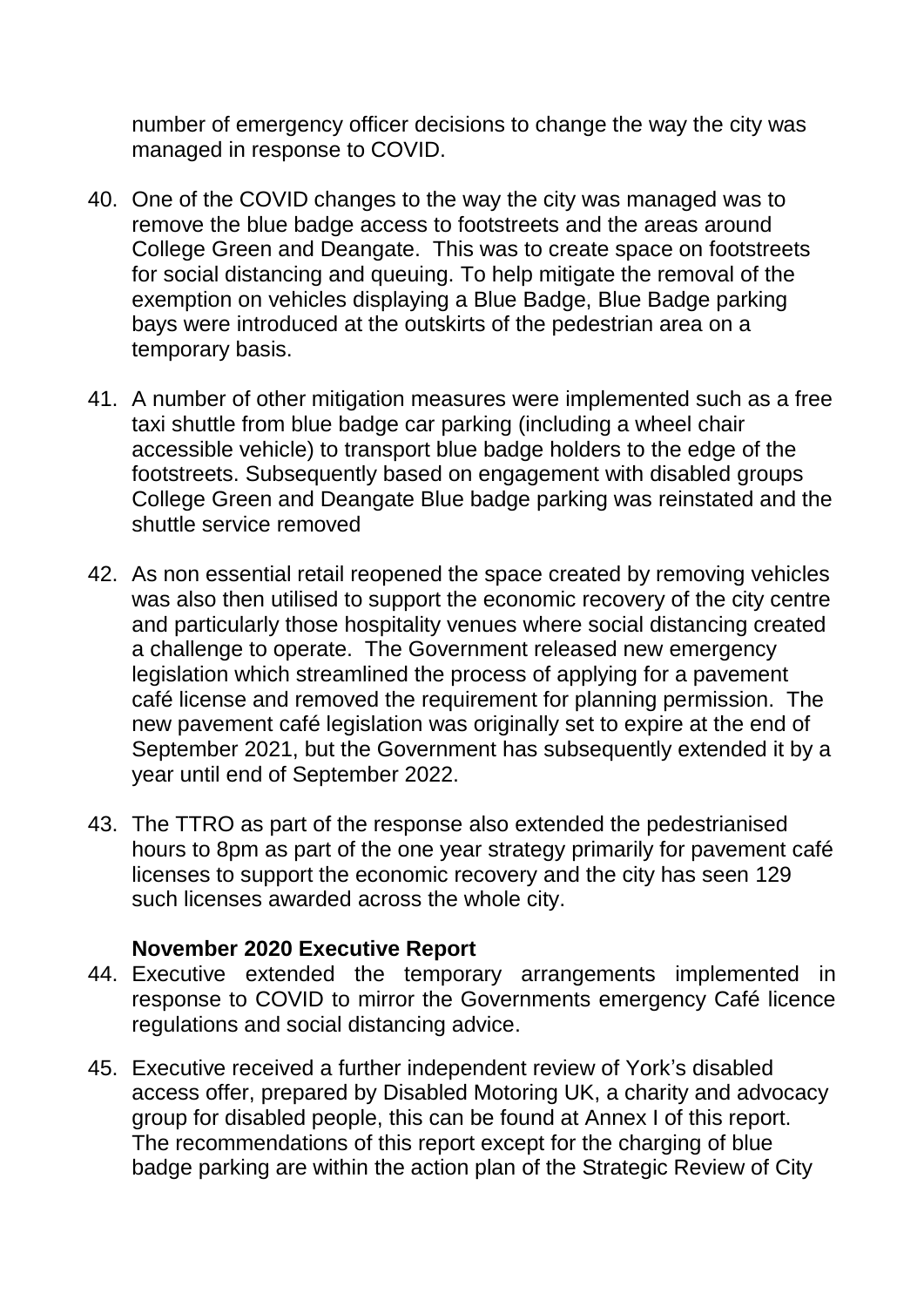number of emergency officer decisions to change the way the city was managed in response to COVID.

40. One of the COVID changes to the way the city was managed was to remove the blue badge access to footstreets and the areas around College Green and Deangate. This was to create space on footstreets for social distancing and queuing. To help mitigate the removal of the exemption on vehicles displaying a Blue Badge, Blue Badge parking bays were introduced at the outskirts of the pedestrian area on a temporary basis.

41. A number of other mitigation measures were implemented such as a free taxi shuttle from blue badge car parking (including a wheel chair accessible vehicle) to transport blue badge holders to the edge of the footstreets. Subsequently based on engagement with disabled groups College Green and Deangate Blue badge parking was reinstated and the shuttle service removed

42. As non essential retail reopened the space created by removing vehicles was also then utilised to support the economic recovery of the city centre and particularly those hospitality venues where social distancing created a challenge to operate. The Government released new emergency legislation which streamlined the process of applying for a pavement café license and removed the requirement for planning permission. The new pavement café legislation was originally set to expire at the end of September 2021, but the Government has subsequently extended it by a year until end of September 2022.

43. The TTRO as part of the response also extended the pedestrianised hours to 8pm as part of the one year strategy primarily for pavement café licenses to support the economic recovery and the city has seen 129 such licenses awarded across the whole city.

**November 2020 Executive Report**

44. Executive extended the temporary arrangements implemented in response to COVID to mirror the Governments emergency Café licence regulations and social distancing advice.

45. Executive received a further independent review of York's disabled access offer, prepared by Disabled Motoring UK, a charity and advocacy group for disabled people, this can be found at Annex I of this report. The recommendations of this report except for the charging of blue badge parking are within the action plan of the Strategic Review of City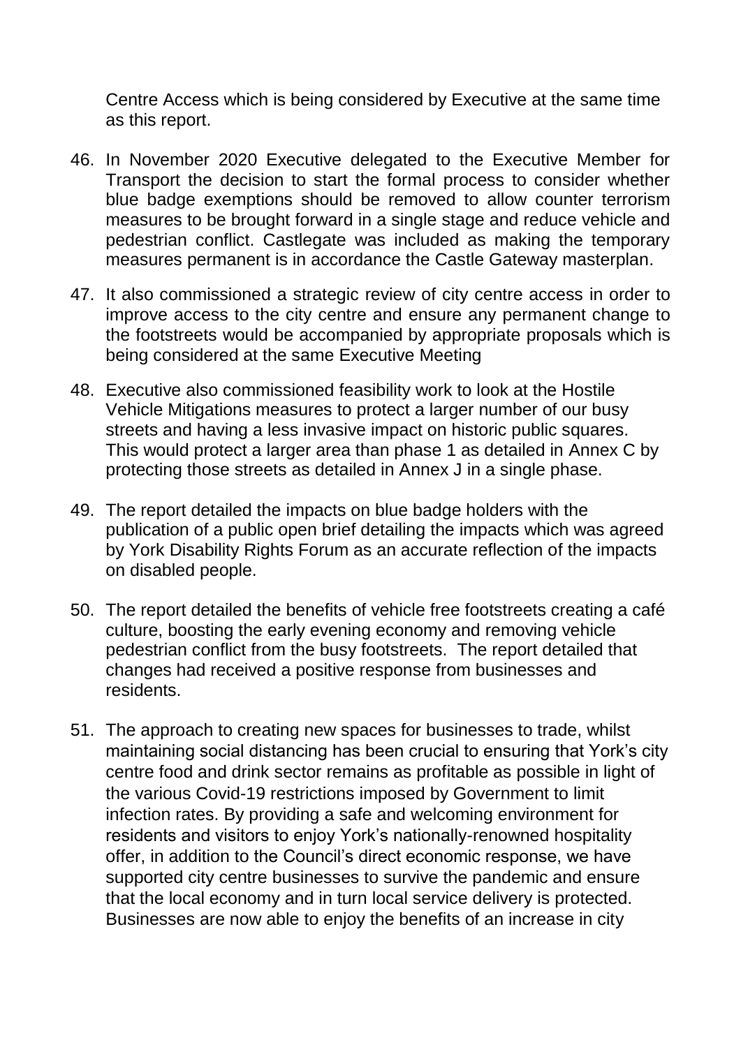Centre Access which is being considered by Executive at the same time as this report.

46. In November 2020 Executive delegated to the Executive Member for Transport the decision to start the formal process to consider whether blue badge exemptions should be removed to allow counter terrorism measures to be brought forward in a single stage and reduce vehicle and pedestrian conflict. Castlegate was included as making the temporary measures permanent is in accordance the Castle Gateway masterplan.

47. It also commissioned a strategic review of city centre access in order to improve access to the city centre and ensure any permanent change to the footstreets would be accompanied by appropriate proposals which is being considered at the same Executive Meeting

48. Executive also commissioned feasibility work to look at the Hostile Vehicle Mitigations measures to protect a larger number of our busy streets and having a less invasive impact on historic public squares. This would protect a larger area than phase 1 as detailed in Annex C by protecting those streets as detailed in Annex J in a single phase.

49. The report detailed the impacts on blue badge holders with the publication of a public open brief detailing the impacts which was agreed by York Disability Rights Forum as an accurate reflection of the impacts on disabled people.

50. The report detailed the benefits of vehicle free footstreets creating a café culture, boosting the early evening economy and removing vehicle pedestrian conflict from the busy footstreets. The report detailed that changes had received a positive response from businesses and residents.

51. The approach to creating new spaces for businesses to trade, whilst maintaining social distancing has been crucial to ensuring that York's city centre food and drink sector remains as profitable as possible in light of the various Covid-19 restrictions imposed by Government to limit infection rates. By providing a safe and welcoming environment for residents and visitors to enjoy York's nationally-renowned hospitality offer, in addition to the Council's direct economic response, we have supported city centre businesses to survive the pandemic and ensure that the local economy and in turn local service delivery is protected. Businesses are now able to enjoy the benefits of an increase in city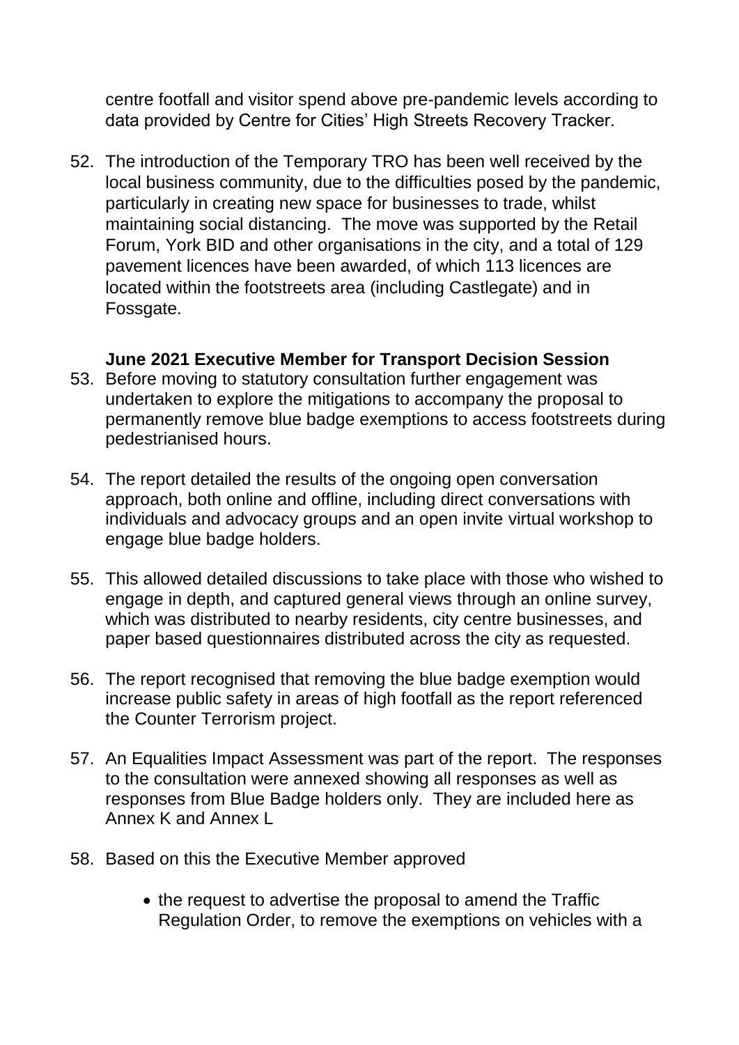centre footfall and visitor spend above pre-pandemic levels according to data provided by Centre for Cities' High Streets Recovery Tracker.

52. The introduction of the Temporary TRO has been well received by the local business community, due to the difficulties posed by the pandemic, particularly in creating new space for businesses to trade, whilst maintaining social distancing. The move was supported by the Retail Forum, York BID and other organisations in the city, and a total of 129 pavement licences have been awarded, of which 113 licences are located within the footstreets area (including Castlegate) and in Fossgate.

**June 2021 Executive Member for Transport Decision Session**

53. Before moving to statutory consultation further engagement was undertaken to explore the mitigations to accompany the proposal to permanently remove blue badge exemptions to access footstreets during pedestrianised hours.

54. The report detailed the results of the ongoing open conversation approach, both online and offline, including direct conversations with individuals and advocacy groups and an open invite virtual workshop to engage blue badge holders.

55. This allowed detailed discussions to take place with those who wished to engage in depth, and captured general views through an online survey, which was distributed to nearby residents, city centre businesses, and paper based questionnaires distributed across the city as requested.

56. The report recognised that removing the blue badge exemption would increase public safety in areas of high footfall as the report referenced the Counter Terrorism project.

57. An Equalities Impact Assessment was part of the report. The responses to the consultation were annexed showing all responses as well as responses from Blue Badge holders only. They are included here as Annex K and Annex L

58. Based on this the Executive Member approved

    - the request to advertise the proposal to amend the Traffic Regulation Order, to remove the exemptions on vehicles with a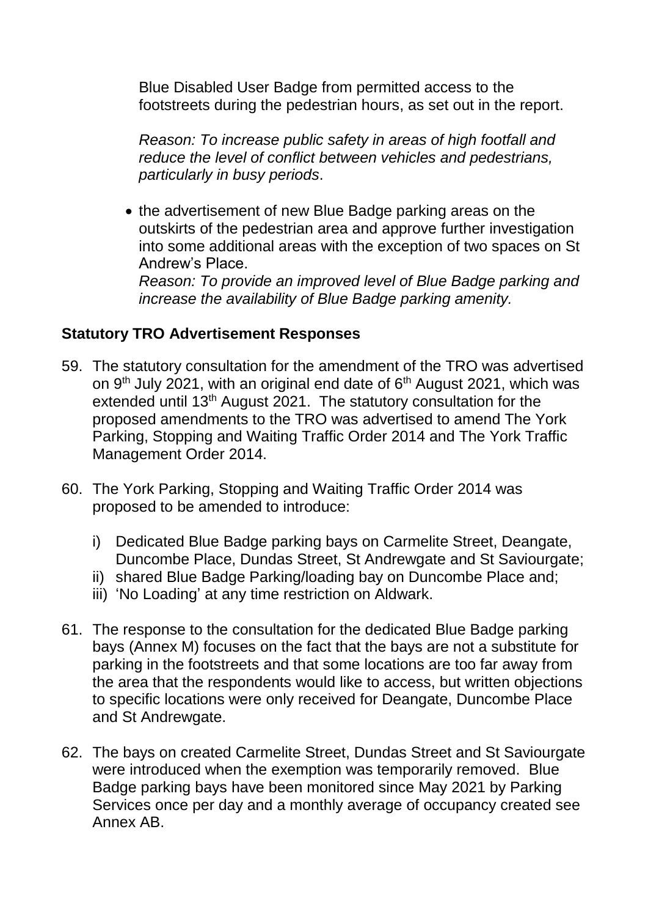Blue Disabled User Badge from permitted access to the footstreets during the pedestrian hours, as set out in the report.

*Reason: To increase public safety in areas of high footfall and reduce the level of conflict between vehicles and pedestrians, particularly in busy periods*.

- the advertisement of new Blue Badge parking areas on the outskirts of the pedestrian area and approve further investigation into some additional areas with the exception of two spaces on St Andrew's Place.
  *Reason: To provide an improved level of Blue Badge parking and increase the availability of Blue Badge parking amenity.*

## Statutory TRO Advertisement Responses

59. The statutory consultation for the amendment of the TRO was advertised on 9th July 2021, with an original end date of 6th August 2021, which was extended until 13th August 2021. The statutory consultation for the proposed amendments to the TRO was advertised to amend The York Parking, Stopping and Waiting Traffic Order 2014 and The York Traffic Management Order 2014.

60. The York Parking, Stopping and Waiting Traffic Order 2014 was proposed to be amended to introduce:

    i) Dedicated Blue Badge parking bays on Carmelite Street, Deangate, Duncombe Place, Dundas Street, St Andrewgate and St Saviourgate;
    ii) shared Blue Badge Parking/loading bay on Duncombe Place and;
    iii) 'No Loading' at any time restriction on Aldwark.

61. The response to the consultation for the dedicated Blue Badge parking bays (Annex M) focuses on the fact that the bays are not a substitute for parking in the footstreets and that some locations are too far away from the area that the respondents would like to access, but written objections to specific locations were only received for Deangate, Duncombe Place and St Andrewgate.

62. The bays on created Carmelite Street, Dundas Street and St Saviourgate were introduced when the exemption was temporarily removed. Blue Badge parking bays have been monitored since May 2021 by Parking Services once per day and a monthly average of occupancy created see Annex AB.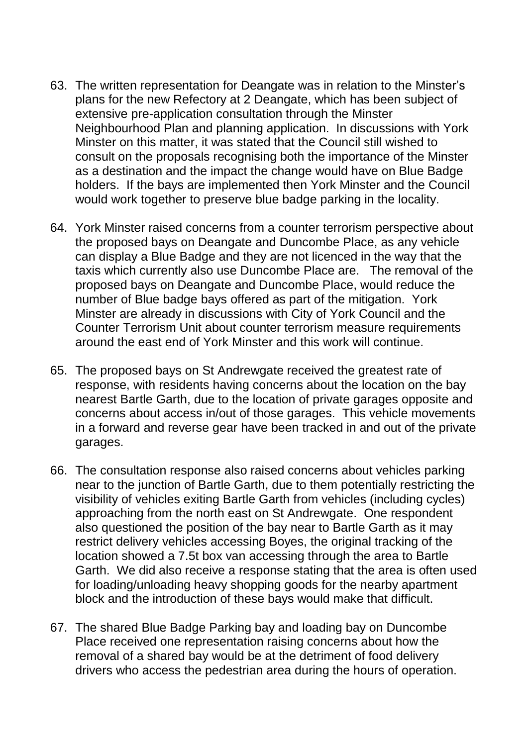63. The written representation for Deangate was in relation to the Minster's plans for the new Refectory at 2 Deangate, which has been subject of extensive pre-application consultation through the Minster Neighbourhood Plan and planning application. In discussions with York Minster on this matter, it was stated that the Council still wished to consult on the proposals recognising both the importance of the Minster as a destination and the impact the change would have on Blue Badge holders. If the bays are implemented then York Minster and the Council would work together to preserve blue badge parking in the locality.

64. York Minster raised concerns from a counter terrorism perspective about the proposed bays on Deangate and Duncombe Place, as any vehicle can display a Blue Badge and they are not licenced in the way that the taxis which currently also use Duncombe Place are. The removal of the proposed bays on Deangate and Duncombe Place, would reduce the number of Blue badge bays offered as part of the mitigation. York Minster are already in discussions with City of York Council and the Counter Terrorism Unit about counter terrorism measure requirements around the east end of York Minster and this work will continue.

65. The proposed bays on St Andrewgate received the greatest rate of response, with residents having concerns about the location on the bay nearest Bartle Garth, due to the location of private garages opposite and concerns about access in/out of those garages. This vehicle movements in a forward and reverse gear have been tracked in and out of the private garages.

66. The consultation response also raised concerns about vehicles parking near to the junction of Bartle Garth, due to them potentially restricting the visibility of vehicles exiting Bartle Garth from vehicles (including cycles) approaching from the north east on St Andrewgate. One respondent also questioned the position of the bay near to Bartle Garth as it may restrict delivery vehicles accessing Boyes, the original tracking of the location showed a 7.5t box van accessing through the area to Bartle Garth. We did also receive a response stating that the area is often used for loading/unloading heavy shopping goods for the nearby apartment block and the introduction of these bays would make that difficult.

67. The shared Blue Badge Parking bay and loading bay on Duncombe Place received one representation raising concerns about how the removal of a shared bay would be at the detriment of food delivery drivers who access the pedestrian area during the hours of operation.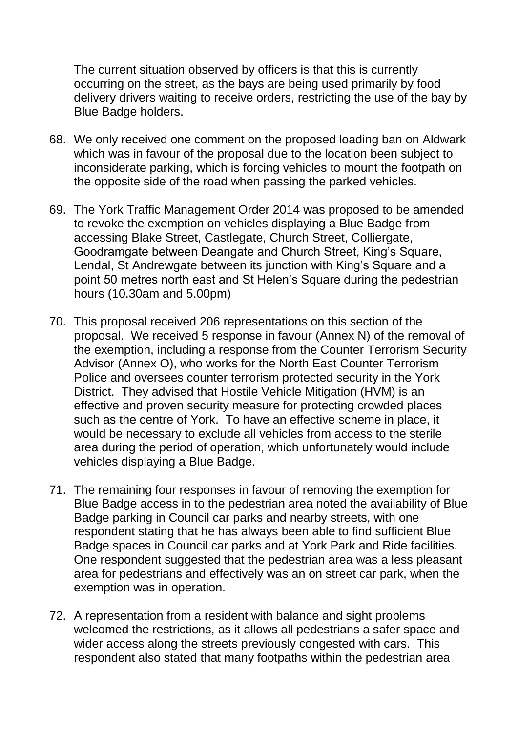The current situation observed by officers is that this is currently occurring on the street, as the bays are being used primarily by food delivery drivers waiting to receive orders, restricting the use of the bay by Blue Badge holders.

68. We only received one comment on the proposed loading ban on Aldwark which was in favour of the proposal due to the location been subject to inconsiderate parking, which is forcing vehicles to mount the footpath on the opposite side of the road when passing the parked vehicles.

69. The York Traffic Management Order 2014 was proposed to be amended to revoke the exemption on vehicles displaying a Blue Badge from accessing Blake Street, Castlegate, Church Street, Colliergate, Goodramgate between Deangate and Church Street, King's Square, Lendal, St Andrewgate between its junction with King's Square and a point 50 metres north east and St Helen's Square during the pedestrian hours (10.30am and 5.00pm)

70. This proposal received 206 representations on this section of the proposal. We received 5 response in favour (Annex N) of the removal of the exemption, including a response from the Counter Terrorism Security Advisor (Annex O), who works for the North East Counter Terrorism Police and oversees counter terrorism protected security in the York District. They advised that Hostile Vehicle Mitigation (HVM) is an effective and proven security measure for protecting crowded places such as the centre of York. To have an effective scheme in place, it would be necessary to exclude all vehicles from access to the sterile area during the period of operation, which unfortunately would include vehicles displaying a Blue Badge.

71. The remaining four responses in favour of removing the exemption for Blue Badge access in to the pedestrian area noted the availability of Blue Badge parking in Council car parks and nearby streets, with one respondent stating that he has always been able to find sufficient Blue Badge spaces in Council car parks and at York Park and Ride facilities. One respondent suggested that the pedestrian area was a less pleasant area for pedestrians and effectively was an on street car park, when the exemption was in operation.

72. A representation from a resident with balance and sight problems welcomed the restrictions, as it allows all pedestrians a safer space and wider access along the streets previously congested with cars. This respondent also stated that many footpaths within the pedestrian area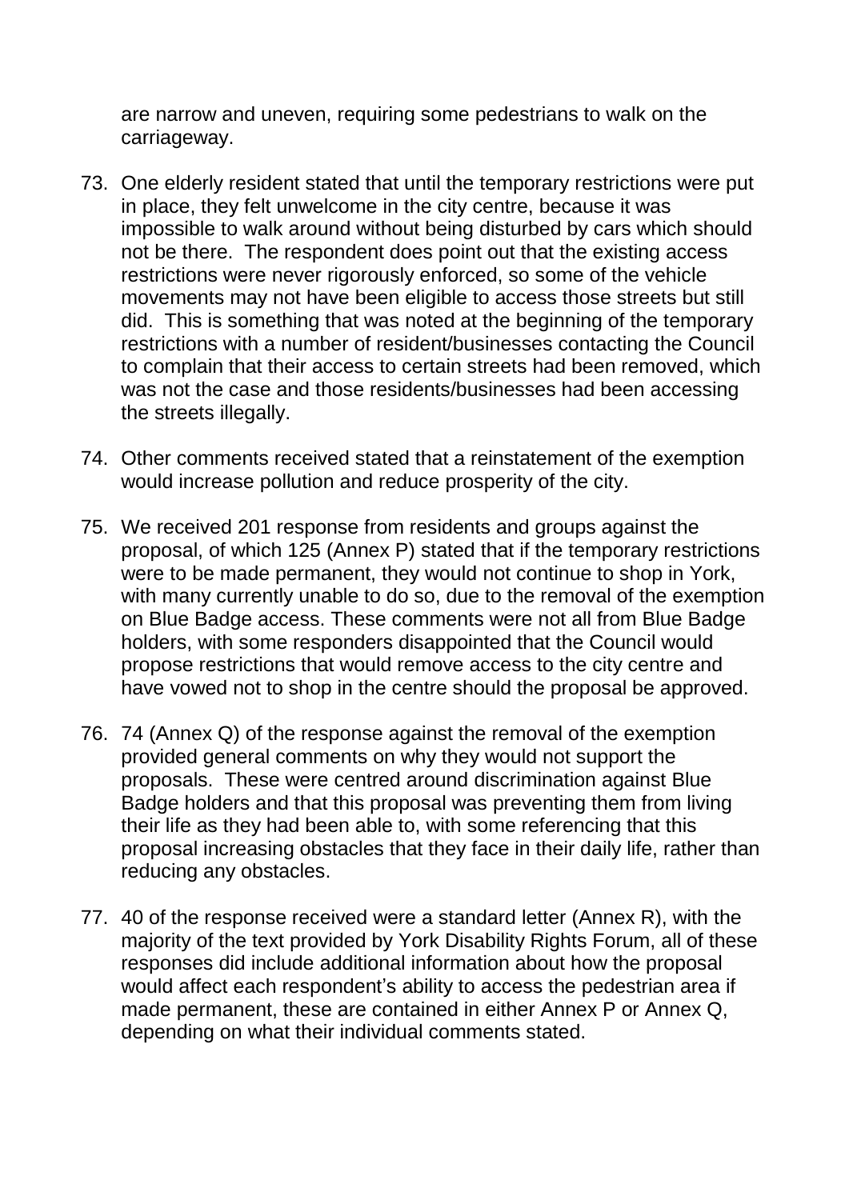are narrow and uneven, requiring some pedestrians to walk on the carriageway.

73. One elderly resident stated that until the temporary restrictions were put in place, they felt unwelcome in the city centre, because it was impossible to walk around without being disturbed by cars which should not be there. The respondent does point out that the existing access restrictions were never rigorously enforced, so some of the vehicle movements may not have been eligible to access those streets but still did. This is something that was noted at the beginning of the temporary restrictions with a number of resident/businesses contacting the Council to complain that their access to certain streets had been removed, which was not the case and those residents/businesses had been accessing the streets illegally.

74. Other comments received stated that a reinstatement of the exemption would increase pollution and reduce prosperity of the city.

75. We received 201 response from residents and groups against the proposal, of which 125 (Annex P) stated that if the temporary restrictions were to be made permanent, they would not continue to shop in York, with many currently unable to do so, due to the removal of the exemption on Blue Badge access. These comments were not all from Blue Badge holders, with some responders disappointed that the Council would propose restrictions that would remove access to the city centre and have vowed not to shop in the centre should the proposal be approved.

76. 74 (Annex Q) of the response against the removal of the exemption provided general comments on why they would not support the proposals. These were centred around discrimination against Blue Badge holders and that this proposal was preventing them from living their life as they had been able to, with some referencing that this proposal increasing obstacles that they face in their daily life, rather than reducing any obstacles.

77. 40 of the response received were a standard letter (Annex R), with the majority of the text provided by York Disability Rights Forum, all of these responses did include additional information about how the proposal would affect each respondent's ability to access the pedestrian area if made permanent, these are contained in either Annex P or Annex Q, depending on what their individual comments stated.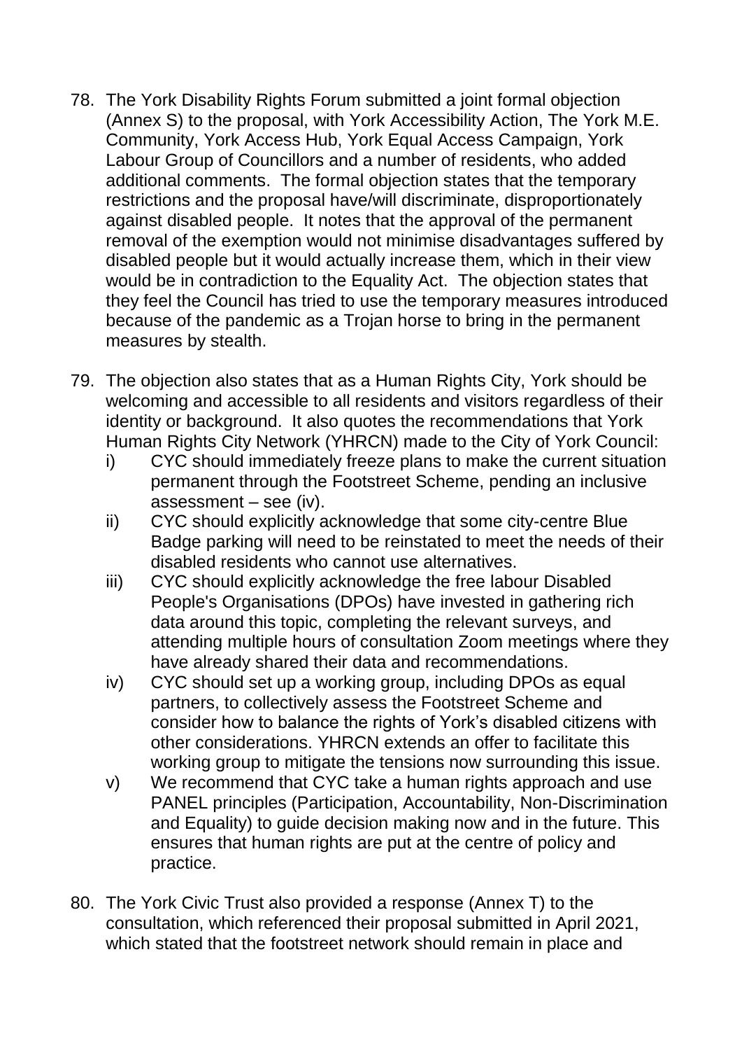78. The York Disability Rights Forum submitted a joint formal objection (Annex S) to the proposal, with York Accessibility Action, The York M.E. Community, York Access Hub, York Equal Access Campaign, York Labour Group of Councillors and a number of residents, who added additional comments. The formal objection states that the temporary restrictions and the proposal have/will discriminate, disproportionately against disabled people. It notes that the approval of the permanent removal of the exemption would not minimise disadvantages suffered by disabled people but it would actually increase them, which in their view would be in contradiction to the Equality Act. The objection states that they feel the Council has tried to use the temporary measures introduced because of the pandemic as a Trojan horse to bring in the permanent measures by stealth.

79. The objection also states that as a Human Rights City, York should be welcoming and accessible to all residents and visitors regardless of their identity or background. It also quotes the recommendations that York Human Rights City Network (YHRCN) made to the City of York Council:
    i) CYC should immediately freeze plans to make the current situation permanent through the Footstreet Scheme, pending an inclusive assessment – see (iv).
    ii) CYC should explicitly acknowledge that some city-centre Blue Badge parking will need to be reinstated to meet the needs of their disabled residents who cannot use alternatives.
    iii) CYC should explicitly acknowledge the free labour Disabled People's Organisations (DPOs) have invested in gathering rich data around this topic, completing the relevant surveys, and attending multiple hours of consultation Zoom meetings where they have already shared their data and recommendations.
    iv) CYC should set up a working group, including DPOs as equal partners, to collectively assess the Footstreet Scheme and consider how to balance the rights of York's disabled citizens with other considerations. YHRCN extends an offer to facilitate this working group to mitigate the tensions now surrounding this issue.
    v) We recommend that CYC take a human rights approach and use PANEL principles (Participation, Accountability, Non-Discrimination and Equality) to guide decision making now and in the future. This ensures that human rights are put at the centre of policy and practice.

80. The York Civic Trust also provided a response (Annex T) to the consultation, which referenced their proposal submitted in April 2021, which stated that the footstreet network should remain in place and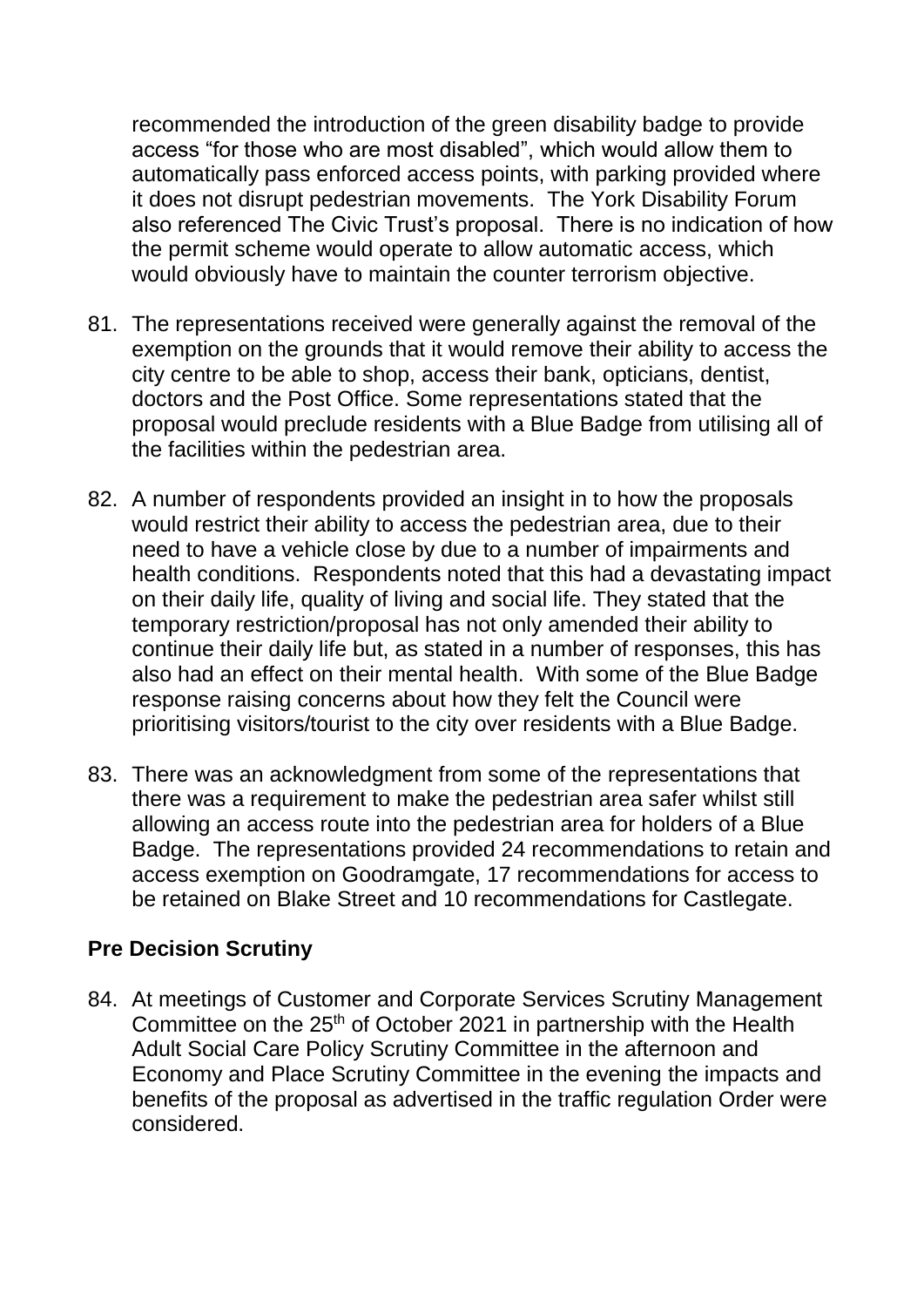recommended the introduction of the green disability badge to provide access “for those who are most disabled”, which would allow them to automatically pass enforced access points, with parking provided where it does not disrupt pedestrian movements. The York Disability Forum also referenced The Civic Trust’s proposal. There is no indication of how the permit scheme would operate to allow automatic access, which would obviously have to maintain the counter terrorism objective.

81. The representations received were generally against the removal of the exemption on the grounds that it would remove their ability to access the city centre to be able to shop, access their bank, opticians, dentist, doctors and the Post Office. Some representations stated that the proposal would preclude residents with a Blue Badge from utilising all of the facilities within the pedestrian area.

82. A number of respondents provided an insight in to how the proposals would restrict their ability to access the pedestrian area, due to their need to have a vehicle close by due to a number of impairments and health conditions. Respondents noted that this had a devastating impact on their daily life, quality of living and social life. They stated that the temporary restriction/proposal has not only amended their ability to continue their daily life but, as stated in a number of responses, this has also had an effect on their mental health. With some of the Blue Badge response raising concerns about how they felt the Council were prioritising visitors/tourist to the city over residents with a Blue Badge.

83. There was an acknowledgment from some of the representations that there was a requirement to make the pedestrian area safer whilst still allowing an access route into the pedestrian area for holders of a Blue Badge. The representations provided 24 recommendations to retain and access exemption on Goodramgate, 17 recommendations for access to be retained on Blake Street and 10 recommendations for Castlegate.

## Pre Decision Scrutiny

84. At meetings of Customer and Corporate Services Scrutiny Management Committee on the 25th of October 2021 in partnership with the Health Adult Social Care Policy Scrutiny Committee in the afternoon and Economy and Place Scrutiny Committee in the evening the impacts and benefits of the proposal as advertised in the traffic regulation Order were considered.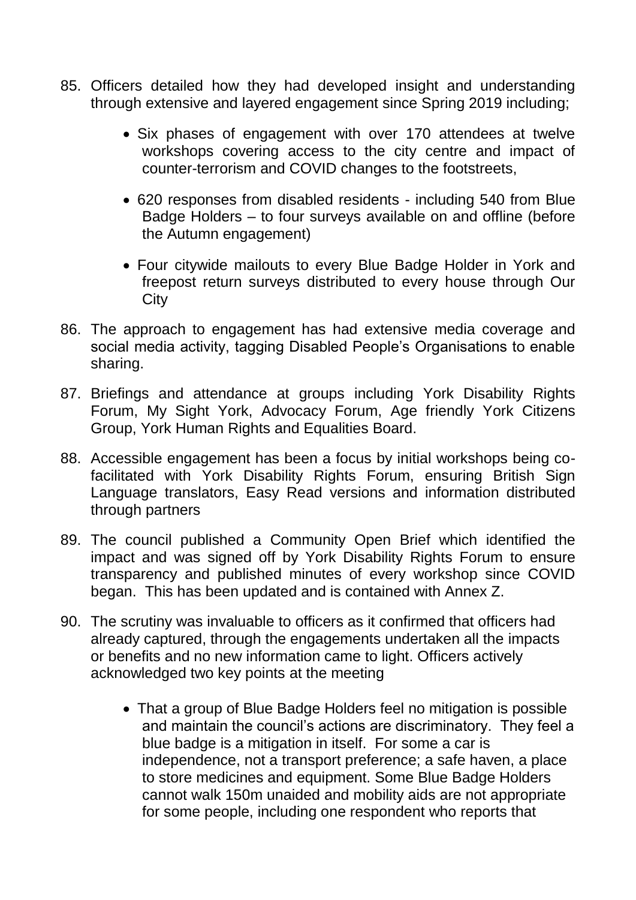85. Officers detailed how they had developed insight and understanding through extensive and layered engagement since Spring 2019 including;

    - Six phases of engagement with over 170 attendees at twelve workshops covering access to the city centre and impact of counter-terrorism and COVID changes to the footstreets,
    - 620 responses from disabled residents - including 540 from Blue Badge Holders – to four surveys available on and offline (before the Autumn engagement)
    - Four citywide mailouts to every Blue Badge Holder in York and freepost return surveys distributed to every house through Our City

86. The approach to engagement has had extensive media coverage and social media activity, tagging Disabled People's Organisations to enable sharing.

87. Briefings and attendance at groups including York Disability Rights Forum, My Sight York, Advocacy Forum, Age friendly York Citizens Group, York Human Rights and Equalities Board.

88. Accessible engagement has been a focus by initial workshops being co-facilitated with York Disability Rights Forum, ensuring British Sign Language translators, Easy Read versions and information distributed through partners

89. The council published a Community Open Brief which identified the impact and was signed off by York Disability Rights Forum to ensure transparency and published minutes of every workshop since COVID began. This has been updated and is contained with Annex Z.

90. The scrutiny was invaluable to officers as it confirmed that officers had already captured, through the engagements undertaken all the impacts or benefits and no new information came to light. Officers actively acknowledged two key points at the meeting

    - That a group of Blue Badge Holders feel no mitigation is possible and maintain the council's actions are discriminatory. They feel a blue badge is a mitigation in itself. For some a car is independence, not a transport preference; a safe haven, a place to store medicines and equipment. Some Blue Badge Holders cannot walk 150m unaided and mobility aids are not appropriate for some people, including one respondent who reports that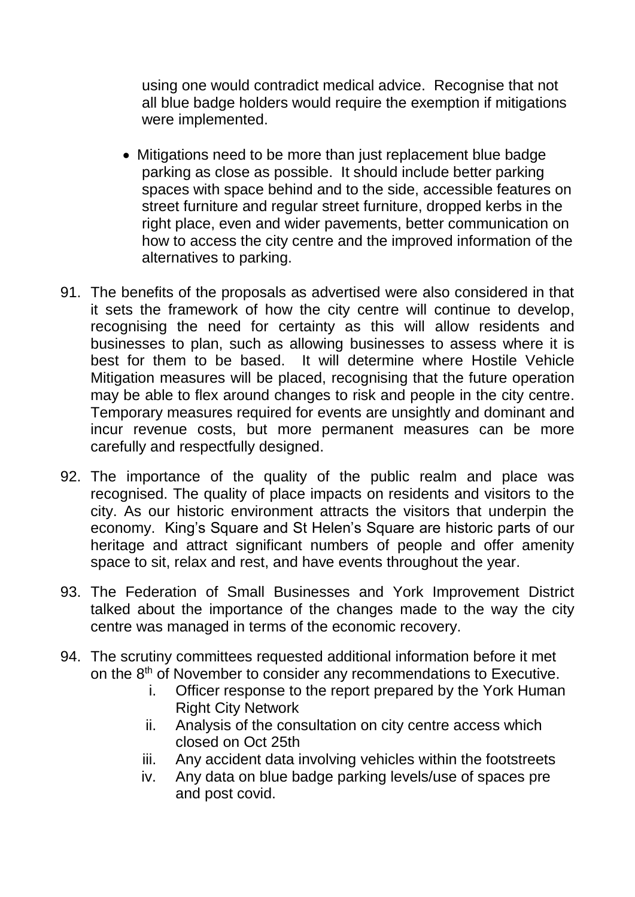using one would contradict medical advice. Recognise that not all blue badge holders would require the exemption if mitigations were implemented.

- Mitigations need to be more than just replacement blue badge parking as close as possible. It should include better parking spaces with space behind and to the side, accessible features on street furniture and regular street furniture, dropped kerbs in the right place, even and wider pavements, better communication on how to access the city centre and the improved information of the alternatives to parking.

91. The benefits of the proposals as advertised were also considered in that it sets the framework of how the city centre will continue to develop, recognising the need for certainty as this will allow residents and businesses to plan, such as allowing businesses to assess where it is best for them to be based. It will determine where Hostile Vehicle Mitigation measures will be placed, recognising that the future operation may be able to flex around changes to risk and people in the city centre. Temporary measures required for events are unsightly and dominant and incur revenue costs, but more permanent measures can be more carefully and respectfully designed.

92. The importance of the quality of the public realm and place was recognised. The quality of place impacts on residents and visitors to the city. As our historic environment attracts the visitors that underpin the economy. King's Square and St Helen's Square are historic parts of our heritage and attract significant numbers of people and offer amenity space to sit, relax and rest, and have events throughout the year.

93. The Federation of Small Businesses and York Improvement District talked about the importance of the changes made to the way the city centre was managed in terms of the economic recovery.

94. The scrutiny committees requested additional information before it met on the 8th of November to consider any recommendations to Executive.
    i. Officer response to the report prepared by the York Human Right City Network
    ii. Analysis of the consultation on city centre access which closed on Oct 25th
    iii. Any accident data involving vehicles within the footstreets
    iv. Any data on blue badge parking levels/use of spaces pre and post covid.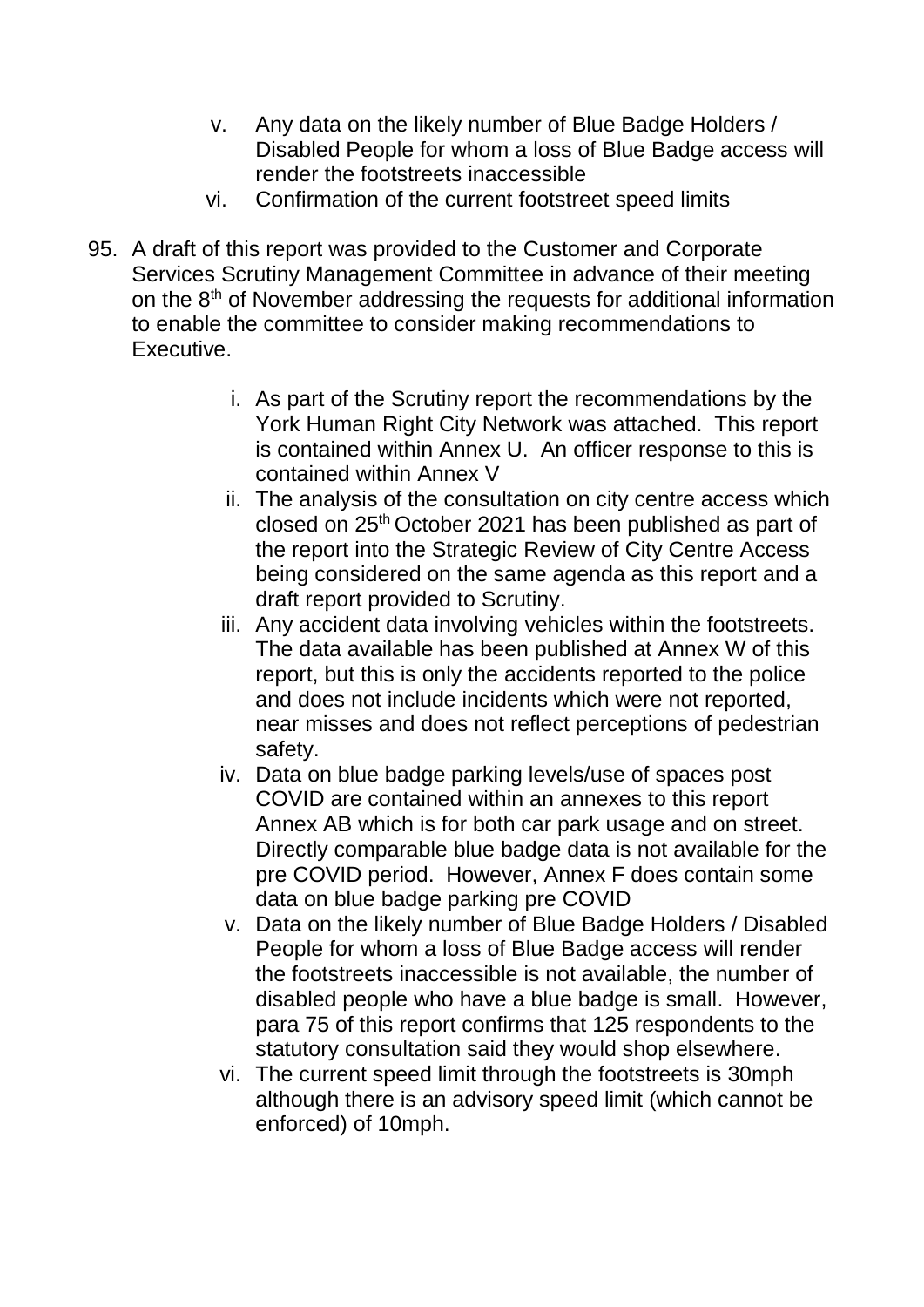v. Any data on the likely number of Blue Badge Holders / Disabled People for whom a loss of Blue Badge access will render the footstreets inaccessible
vi. Confirmation of the current footstreet speed limits

95. A draft of this report was provided to the Customer and Corporate Services Scrutiny Management Committee in advance of their meeting on the 8th of November addressing the requests for additional information to enable the committee to consider making recommendations to Executive.

    i. As part of the Scrutiny report the recommendations by the York Human Right City Network was attached. This report is contained within Annex U. An officer response to this is contained within Annex V
    ii. The analysis of the consultation on city centre access which closed on 25th October 2021 has been published as part of the report into the Strategic Review of City Centre Access being considered on the same agenda as this report and a draft report provided to Scrutiny.
    iii. Any accident data involving vehicles within the footstreets. The data available has been published at Annex W of this report, but this is only the accidents reported to the police and does not include incidents which were not reported, near misses and does not reflect perceptions of pedestrian safety.
    iv. Data on blue badge parking levels/use of spaces post COVID are contained within an annexes to this report Annex AB which is for both car park usage and on street. Directly comparable blue badge data is not available for the pre COVID period. However, Annex F does contain some data on blue badge parking pre COVID
    v. Data on the likely number of Blue Badge Holders / Disabled People for whom a loss of Blue Badge access will render the footstreets inaccessible is not available, the number of disabled people who have a blue badge is small. However, para 75 of this report confirms that 125 respondents to the statutory consultation said they would shop elsewhere.
    vi. The current speed limit through the footstreets is 30mph although there is an advisory speed limit (which cannot be enforced) of 10mph.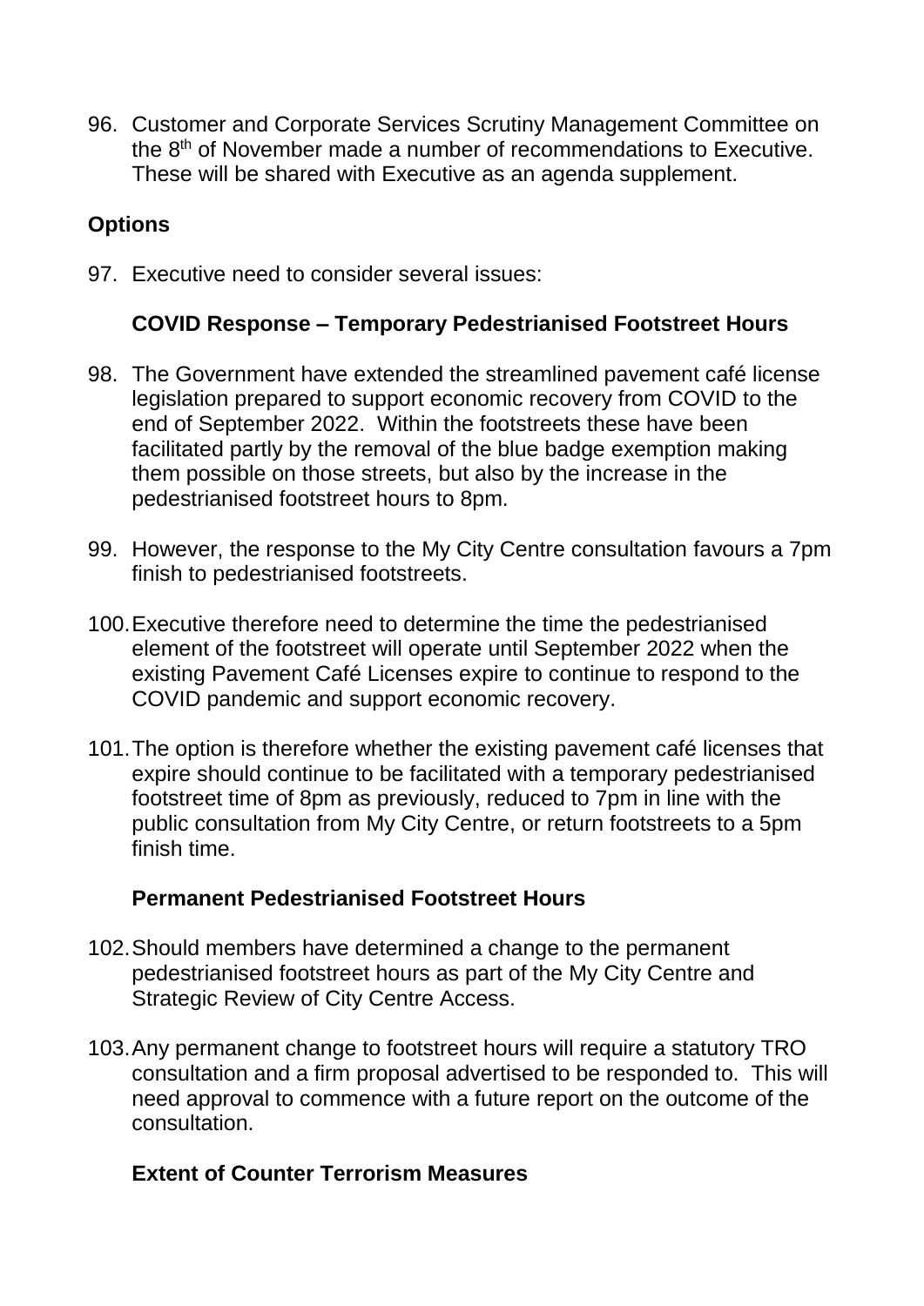96. Customer and Corporate Services Scrutiny Management Committee on the 8th of November made a number of recommendations to Executive. These will be shared with Executive as an agenda supplement.

**Options**

97. Executive need to consider several issues:

**COVID Response – Temporary Pedestrianised Footstreet Hours**

98. The Government have extended the streamlined pavement café license legislation prepared to support economic recovery from COVID to the end of September 2022. Within the footstreets these have been facilitated partly by the removal of the blue badge exemption making them possible on those streets, but also by the increase in the pedestrianised footstreet hours to 8pm.

99. However, the response to the My City Centre consultation favours a 7pm finish to pedestrianised footstreets.

100. Executive therefore need to determine the time the pedestrianised element of the footstreet will operate until September 2022 when the existing Pavement Café Licenses expire to continue to respond to the COVID pandemic and support economic recovery.

101. The option is therefore whether the existing pavement café licenses that expire should continue to be facilitated with a temporary pedestrianised footstreet time of 8pm as previously, reduced to 7pm in line with the public consultation from My City Centre, or return footstreets to a 5pm finish time.

**Permanent Pedestrianised Footstreet Hours**

102. Should members have determined a change to the permanent pedestrianised footstreet hours as part of the My City Centre and Strategic Review of City Centre Access.

103. Any permanent change to footstreet hours will require a statutory TRO consultation and a firm proposal advertised to be responded to. This will need approval to commence with a future report on the outcome of the consultation.

**Extent of Counter Terrorism Measures**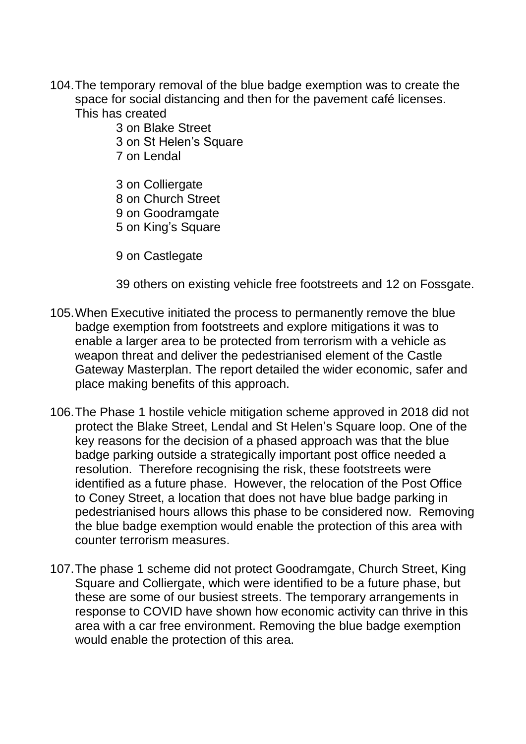104. The temporary removal of the blue badge exemption was to create the space for social distancing and then for the pavement café licenses. This has created

     3 on Blake Street
     3 on St Helen's Square
     7 on Lendal

     3 on Colliergate
     8 on Church Street
     9 on Goodramgate
     5 on King's Square

     9 on Castlegate

     39 others on existing vehicle free footstreets and 12 on Fossgate.

105. When Executive initiated the process to permanently remove the blue badge exemption from footstreets and explore mitigations it was to enable a larger area to be protected from terrorism with a vehicle as weapon threat and deliver the pedestrianised element of the Castle Gateway Masterplan. The report detailed the wider economic, safer and place making benefits of this approach.

106. The Phase 1 hostile vehicle mitigation scheme approved in 2018 did not protect the Blake Street, Lendal and St Helen's Square loop. One of the key reasons for the decision of a phased approach was that the blue badge parking outside a strategically important post office needed a resolution. Therefore recognising the risk, these footstreets were identified as a future phase. However, the relocation of the Post Office to Coney Street, a location that does not have blue badge parking in pedestrianised hours allows this phase to be considered now. Removing the blue badge exemption would enable the protection of this area with counter terrorism measures.

107. The phase 1 scheme did not protect Goodramgate, Church Street, King Square and Colliergate, which were identified to be a future phase, but these are some of our busiest streets. The temporary arrangements in response to COVID have shown how economic activity can thrive in this area with a car free environment. Removing the blue badge exemption would enable the protection of this area.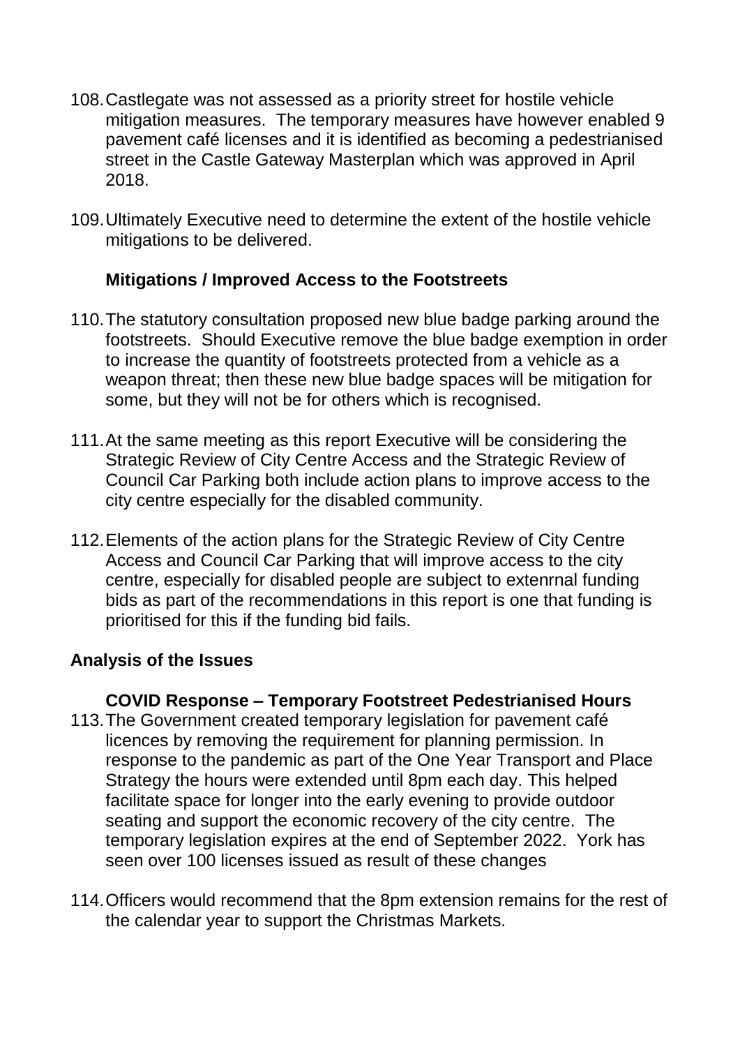108. Castlegate was not assessed as a priority street for hostile vehicle mitigation measures. The temporary measures have however enabled 9 pavement café licenses and it is identified as becoming a pedestrianised street in the Castle Gateway Masterplan which was approved in April 2018.

109. Ultimately Executive need to determine the extent of the hostile vehicle mitigations to be delivered.

**Mitigations / Improved Access to the Footstreets**

110. The statutory consultation proposed new blue badge parking around the footstreets. Should Executive remove the blue badge exemption in order to increase the quantity of footstreets protected from a vehicle as a weapon threat; then these new blue badge spaces will be mitigation for some, but they will not be for others which is recognised.

111. At the same meeting as this report Executive will be considering the Strategic Review of City Centre Access and the Strategic Review of Council Car Parking both include action plans to improve access to the city centre especially for the disabled community.

112. Elements of the action plans for the Strategic Review of City Centre Access and Council Car Parking that will improve access to the city centre, especially for disabled people are subject to extenrnal funding bids as part of the recommendations in this report is one that funding is prioritised for this if the funding bid fails.

## Analysis of the Issues

**COVID Response – Temporary Footstreet Pedestrianised Hours**

113. The Government created temporary legislation for pavement café licences by removing the requirement for planning permission. In response to the pandemic as part of the One Year Transport and Place Strategy the hours were extended until 8pm each day. This helped facilitate space for longer into the early evening to provide outdoor seating and support the economic recovery of the city centre. The temporary legislation expires at the end of September 2022. York has seen over 100 licenses issued as result of these changes

114. Officers would recommend that the 8pm extension remains for the rest of the calendar year to support the Christmas Markets.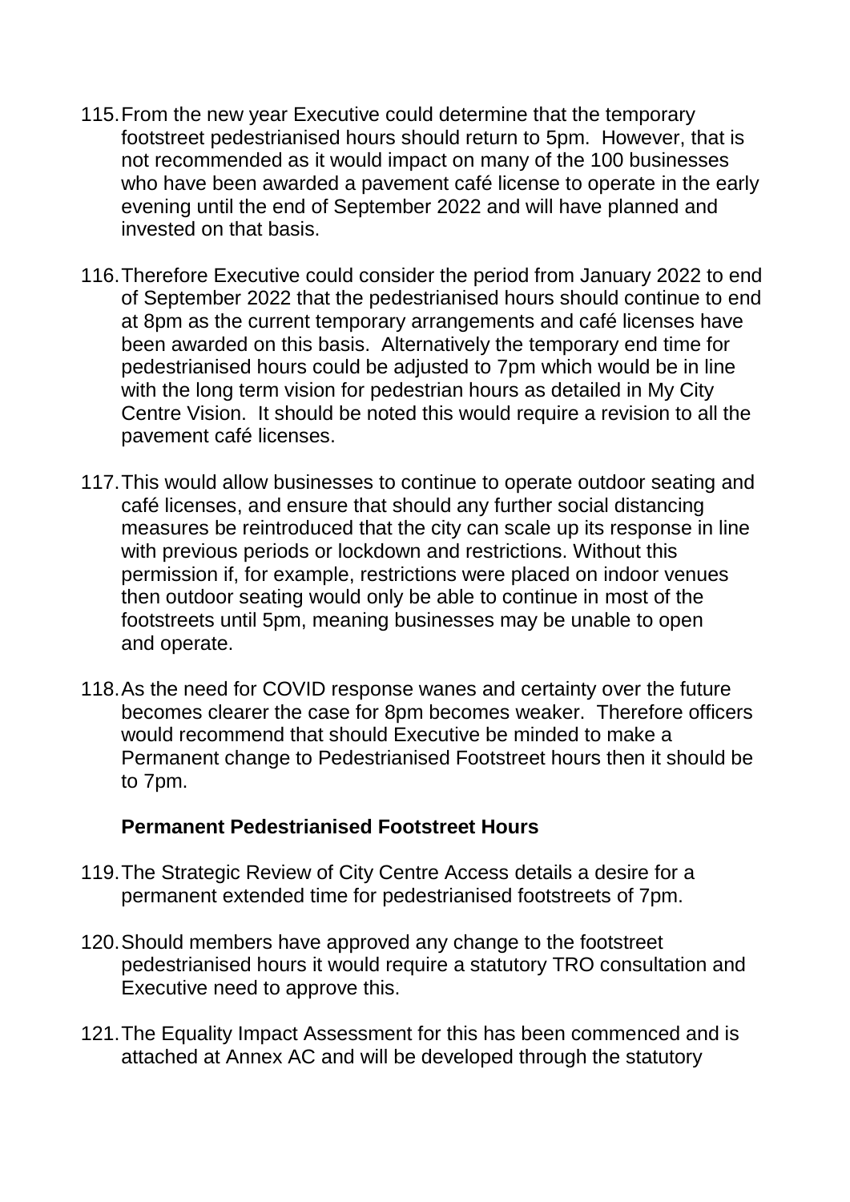115. From the new year Executive could determine that the temporary footstreet pedestrianised hours should return to 5pm. However, that is not recommended as it would impact on many of the 100 businesses who have been awarded a pavement café license to operate in the early evening until the end of September 2022 and will have planned and invested on that basis.

116. Therefore Executive could consider the period from January 2022 to end of September 2022 that the pedestrianised hours should continue to end at 8pm as the current temporary arrangements and café licenses have been awarded on this basis. Alternatively the temporary end time for pedestrianised hours could be adjusted to 7pm which would be in line with the long term vision for pedestrian hours as detailed in My City Centre Vision. It should be noted this would require a revision to all the pavement café licenses.

117. This would allow businesses to continue to operate outdoor seating and café licenses, and ensure that should any further social distancing measures be reintroduced that the city can scale up its response in line with previous periods or lockdown and restrictions. Without this permission if, for example, restrictions were placed on indoor venues then outdoor seating would only be able to continue in most of the footstreets until 5pm, meaning businesses may be unable to open and operate.

118. As the need for COVID response wanes and certainty over the future becomes clearer the case for 8pm becomes weaker. Therefore officers would recommend that should Executive be minded to make a Permanent change to Pedestrianised Footstreet hours then it should be to 7pm.

**Permanent Pedestrianised Footstreet Hours**

119. The Strategic Review of City Centre Access details a desire for a permanent extended time for pedestrianised footstreets of 7pm.

120. Should members have approved any change to the footstreet pedestrianised hours it would require a statutory TRO consultation and Executive need to approve this.

121. The Equality Impact Assessment for this has been commenced and is attached at Annex AC and will be developed through the statutory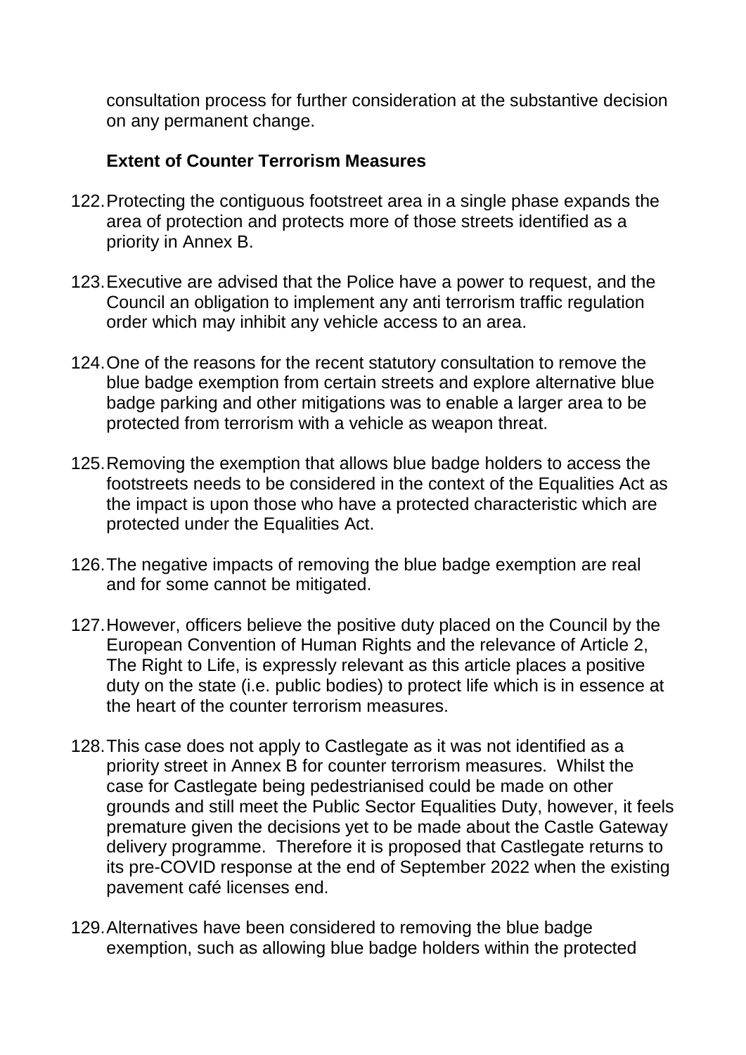consultation process for further consideration at the substantive decision on any permanent change.

**Extent of Counter Terrorism Measures**

122. Protecting the contiguous footstreet area in a single phase expands the area of protection and protects more of those streets identified as a priority in Annex B.

123. Executive are advised that the Police have a power to request, and the Council an obligation to implement any anti terrorism traffic regulation order which may inhibit any vehicle access to an area.

124. One of the reasons for the recent statutory consultation to remove the blue badge exemption from certain streets and explore alternative blue badge parking and other mitigations was to enable a larger area to be protected from terrorism with a vehicle as weapon threat.

125. Removing the exemption that allows blue badge holders to access the footstreets needs to be considered in the context of the Equalities Act as the impact is upon those who have a protected characteristic which are protected under the Equalities Act.

126. The negative impacts of removing the blue badge exemption are real and for some cannot be mitigated.

127. However, officers believe the positive duty placed on the Council by the European Convention of Human Rights and the relevance of Article 2, The Right to Life, is expressly relevant as this article places a positive duty on the state (i.e. public bodies) to protect life which is in essence at the heart of the counter terrorism measures.

128. This case does not apply to Castlegate as it was not identified as a priority street in Annex B for counter terrorism measures. Whilst the case for Castlegate being pedestrianised could be made on other grounds and still meet the Public Sector Equalities Duty, however, it feels premature given the decisions yet to be made about the Castle Gateway delivery programme. Therefore it is proposed that Castlegate returns to its pre-COVID response at the end of September 2022 when the existing pavement café licenses end.

129. Alternatives have been considered to removing the blue badge exemption, such as allowing blue badge holders within the protected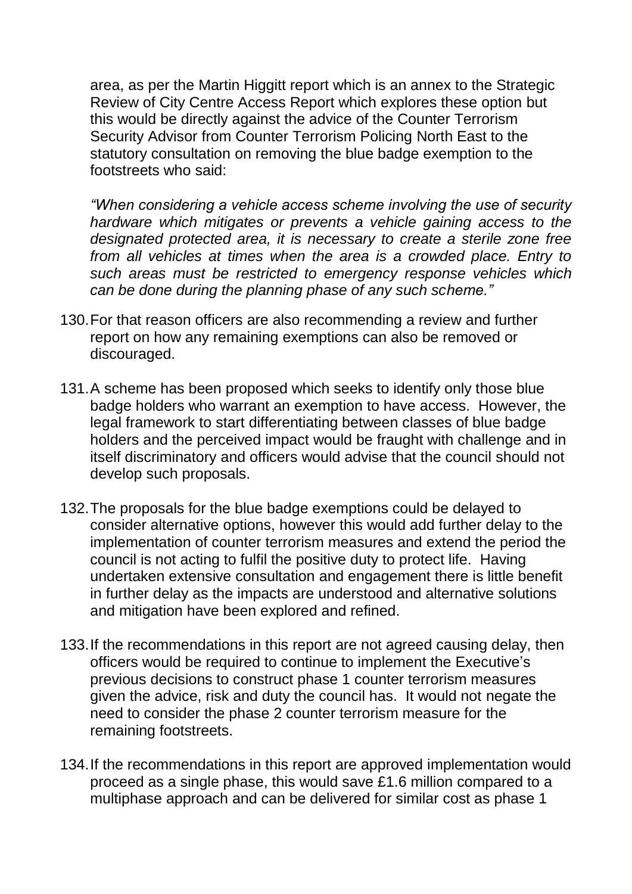area, as per the Martin Higgitt report which is an annex to the Strategic Review of City Centre Access Report which explores these option but this would be directly against the advice of the Counter Terrorism Security Advisor from Counter Terrorism Policing North East to the statutory consultation on removing the blue badge exemption to the footstreets who said:

*"When considering a vehicle access scheme involving the use of security hardware which mitigates or prevents a vehicle gaining access to the designated protected area, it is necessary to create a sterile zone free from all vehicles at times when the area is a crowded place. Entry to such areas must be restricted to emergency response vehicles which can be done during the planning phase of any such scheme."*

130. For that reason officers are also recommending a review and further report on how any remaining exemptions can also be removed or discouraged.

131. A scheme has been proposed which seeks to identify only those blue badge holders who warrant an exemption to have access. However, the legal framework to start differentiating between classes of blue badge holders and the perceived impact would be fraught with challenge and in itself discriminatory and officers would advise that the council should not develop such proposals.

132. The proposals for the blue badge exemptions could be delayed to consider alternative options, however this would add further delay to the implementation of counter terrorism measures and extend the period the council is not acting to fulfil the positive duty to protect life. Having undertaken extensive consultation and engagement there is little benefit in further delay as the impacts are understood and alternative solutions and mitigation have been explored and refined.

133. If the recommendations in this report are not agreed causing delay, then officers would be required to continue to implement the Executive's previous decisions to construct phase 1 counter terrorism measures given the advice, risk and duty the council has. It would not negate the need to consider the phase 2 counter terrorism measure for the remaining footstreets.

134. If the recommendations in this report are approved implementation would proceed as a single phase, this would save £1.6 million compared to a multiphase approach and can be delivered for similar cost as phase 1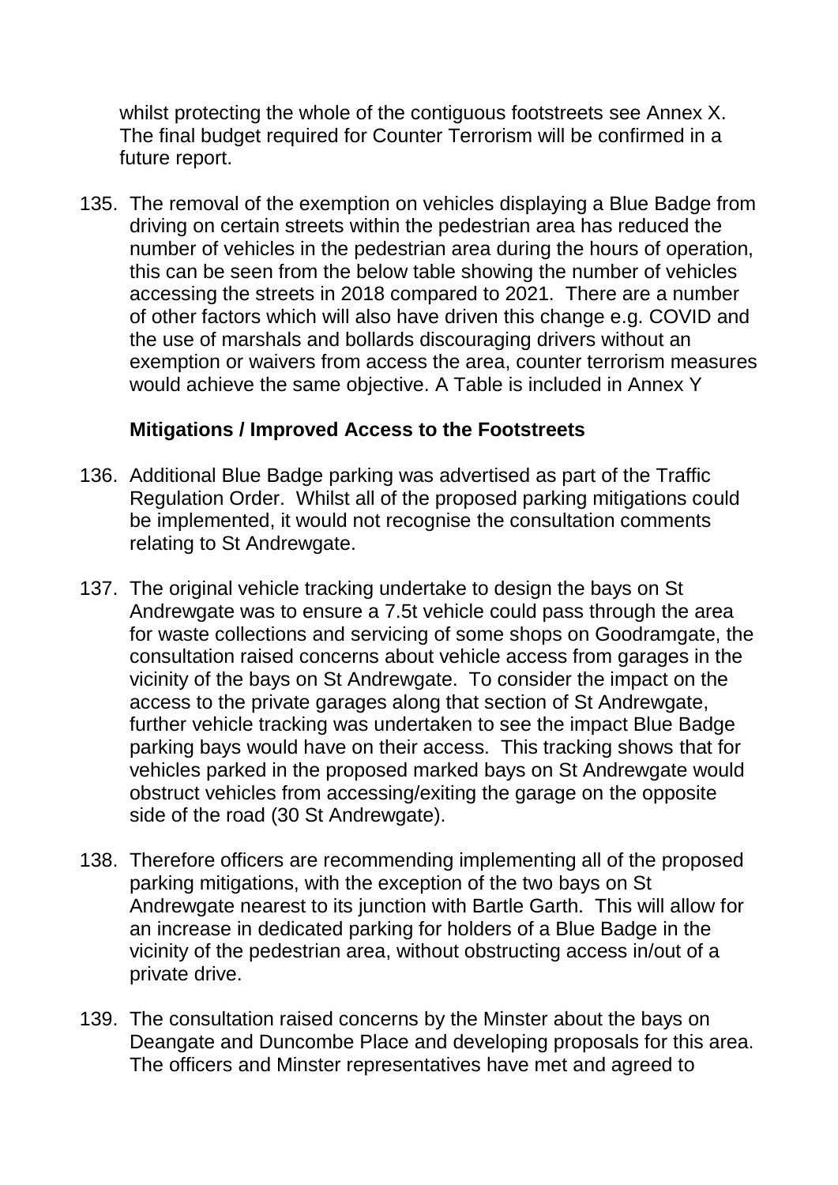whilst protecting the whole of the contiguous footstreets see Annex X. The final budget required for Counter Terrorism will be confirmed in a future report.

135. The removal of the exemption on vehicles displaying a Blue Badge from driving on certain streets within the pedestrian area has reduced the number of vehicles in the pedestrian area during the hours of operation, this can be seen from the below table showing the number of vehicles accessing the streets in 2018 compared to 2021. There are a number of other factors which will also have driven this change e.g. COVID and the use of marshals and bollards discouraging drivers without an exemption or waivers from access the area, counter terrorism measures would achieve the same objective. A Table is included in Annex Y

**Mitigations / Improved Access to the Footstreets**

136. Additional Blue Badge parking was advertised as part of the Traffic Regulation Order. Whilst all of the proposed parking mitigations could be implemented, it would not recognise the consultation comments relating to St Andrewgate.

137. The original vehicle tracking undertake to design the bays on St Andrewgate was to ensure a 7.5t vehicle could pass through the area for waste collections and servicing of some shops on Goodramgate, the consultation raised concerns about vehicle access from garages in the vicinity of the bays on St Andrewgate. To consider the impact on the access to the private garages along that section of St Andrewgate, further vehicle tracking was undertaken to see the impact Blue Badge parking bays would have on their access. This tracking shows that for vehicles parked in the proposed marked bays on St Andrewgate would obstruct vehicles from accessing/exiting the garage on the opposite side of the road (30 St Andrewgate).

138. Therefore officers are recommending implementing all of the proposed parking mitigations, with the exception of the two bays on St Andrewgate nearest to its junction with Bartle Garth. This will allow for an increase in dedicated parking for holders of a Blue Badge in the vicinity of the pedestrian area, without obstructing access in/out of a private drive.

139. The consultation raised concerns by the Minster about the bays on Deangate and Duncombe Place and developing proposals for this area. The officers and Minster representatives have met and agreed to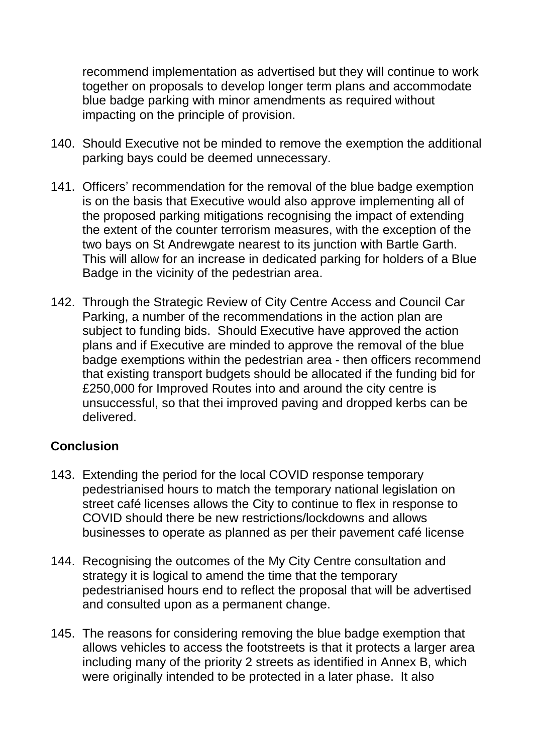recommend implementation as advertised but they will continue to work together on proposals to develop longer term plans and accommodate blue badge parking with minor amendments as required without impacting on the principle of provision.

140. Should Executive not be minded to remove the exemption the additional parking bays could be deemed unnecessary.

141. Officers' recommendation for the removal of the blue badge exemption is on the basis that Executive would also approve implementing all of the proposed parking mitigations recognising the impact of extending the extent of the counter terrorism measures, with the exception of the two bays on St Andrewgate nearest to its junction with Bartle Garth. This will allow for an increase in dedicated parking for holders of a Blue Badge in the vicinity of the pedestrian area.

142. Through the Strategic Review of City Centre Access and Council Car Parking, a number of the recommendations in the action plan are subject to funding bids. Should Executive have approved the action plans and if Executive are minded to approve the removal of the blue badge exemptions within the pedestrian area - then officers recommend that existing transport budgets should be allocated if the funding bid for £250,000 for Improved Routes into and around the city centre is unsuccessful, so that thei improved paving and dropped kerbs can be delivered.

**Conclusion**

143. Extending the period for the local COVID response temporary pedestrianised hours to match the temporary national legislation on street café licenses allows the City to continue to flex in response to COVID should there be new restrictions/lockdowns and allows businesses to operate as planned as per their pavement café license

144. Recognising the outcomes of the My City Centre consultation and strategy it is logical to amend the time that the temporary pedestrianised hours end to reflect the proposal that will be advertised and consulted upon as a permanent change.

145. The reasons for considering removing the blue badge exemption that allows vehicles to access the footstreets is that it protects a larger area including many of the priority 2 streets as identified in Annex B, which were originally intended to be protected in a later phase. It also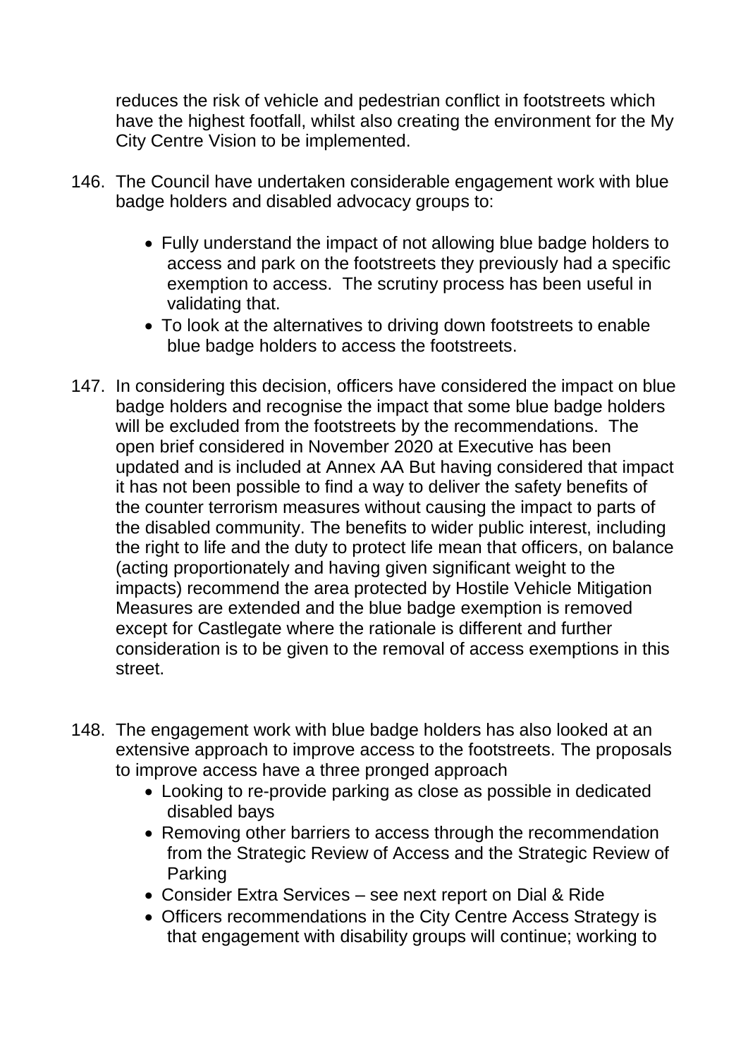reduces the risk of vehicle and pedestrian conflict in footstreets which have the highest footfall, whilst also creating the environment for the My City Centre Vision to be implemented.

146. The Council have undertaken considerable engagement work with blue badge holders and disabled advocacy groups to:

    - Fully understand the impact of not allowing blue badge holders to access and park on the footstreets they previously had a specific exemption to access. The scrutiny process has been useful in validating that.
    - To look at the alternatives to driving down footstreets to enable blue badge holders to access the footstreets.

147. In considering this decision, officers have considered the impact on blue badge holders and recognise the impact that some blue badge holders will be excluded from the footstreets by the recommendations. The open brief considered in November 2020 at Executive has been updated and is included at Annex AA But having considered that impact it has not been possible to find a way to deliver the safety benefits of the counter terrorism measures without causing the impact to parts of the disabled community. The benefits to wider public interest, including the right to life and the duty to protect life mean that officers, on balance (acting proportionately and having given significant weight to the impacts) recommend the area protected by Hostile Vehicle Mitigation Measures are extended and the blue badge exemption is removed except for Castlegate where the rationale is different and further consideration is to be given to the removal of access exemptions in this street.

148. The engagement work with blue badge holders has also looked at an extensive approach to improve access to the footstreets. The proposals to improve access have a three pronged approach
    - Looking to re-provide parking as close as possible in dedicated disabled bays
    - Removing other barriers to access through the recommendation from the Strategic Review of Access and the Strategic Review of Parking
    - Consider Extra Services – see next report on Dial & Ride
    - Officers recommendations in the City Centre Access Strategy is that engagement with disability groups will continue; working to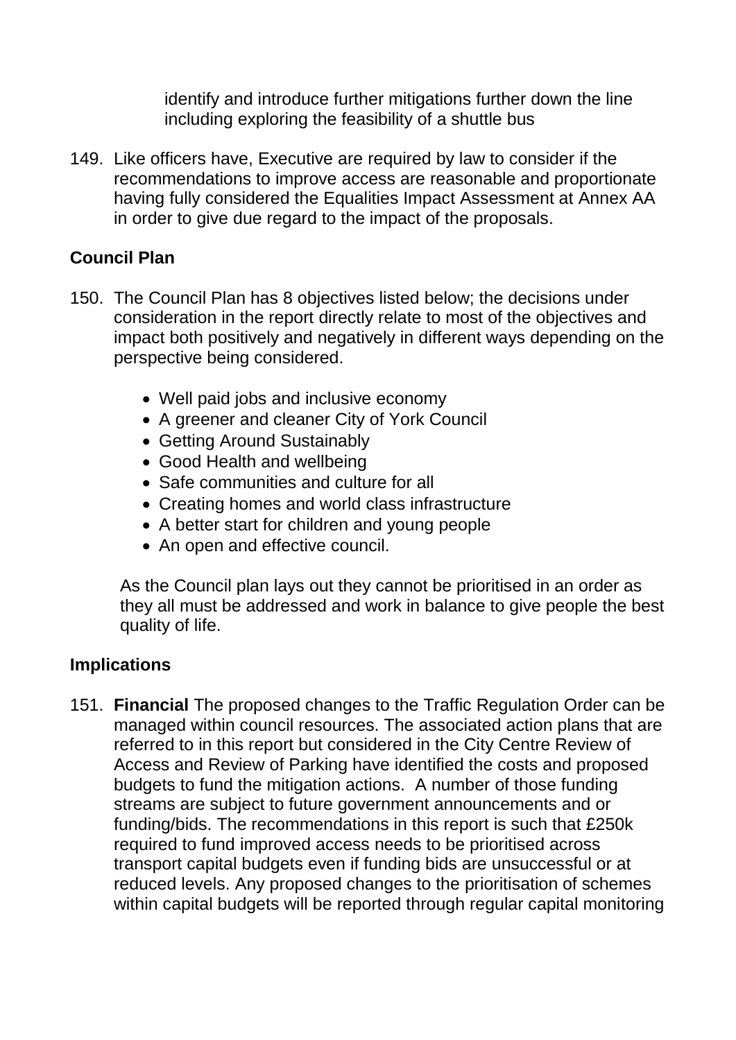identify and introduce further mitigations further down the line including exploring the feasibility of a shuttle bus

149. Like officers have, Executive are required by law to consider if the recommendations to improve access are reasonable and proportionate having fully considered the Equalities Impact Assessment at Annex AA in order to give due regard to the impact of the proposals.

## Council Plan

150. The Council Plan has 8 objectives listed below; the decisions under consideration in the report directly relate to most of the objectives and impact both positively and negatively in different ways depending on the perspective being considered.

    - Well paid jobs and inclusive economy
    - A greener and cleaner City of York Council
    - Getting Around Sustainably
    - Good Health and wellbeing
    - Safe communities and culture for all
    - Creating homes and world class infrastructure
    - A better start for children and young people
    - An open and effective council.

    As the Council plan lays out they cannot be prioritised in an order as they all must be addressed and work in balance to give people the best quality of life.

## Implications

151. **Financial** The proposed changes to the Traffic Regulation Order can be managed within council resources. The associated action plans that are referred to in this report but considered in the City Centre Review of Access and Review of Parking have identified the costs and proposed budgets to fund the mitigation actions. A number of those funding streams are subject to future government announcements and or funding/bids. The recommendations in this report is such that £250k required to fund improved access needs to be prioritised across transport capital budgets even if funding bids are unsuccessful or at reduced levels. Any proposed changes to the prioritisation of schemes within capital budgets will be reported through regular capital monitoring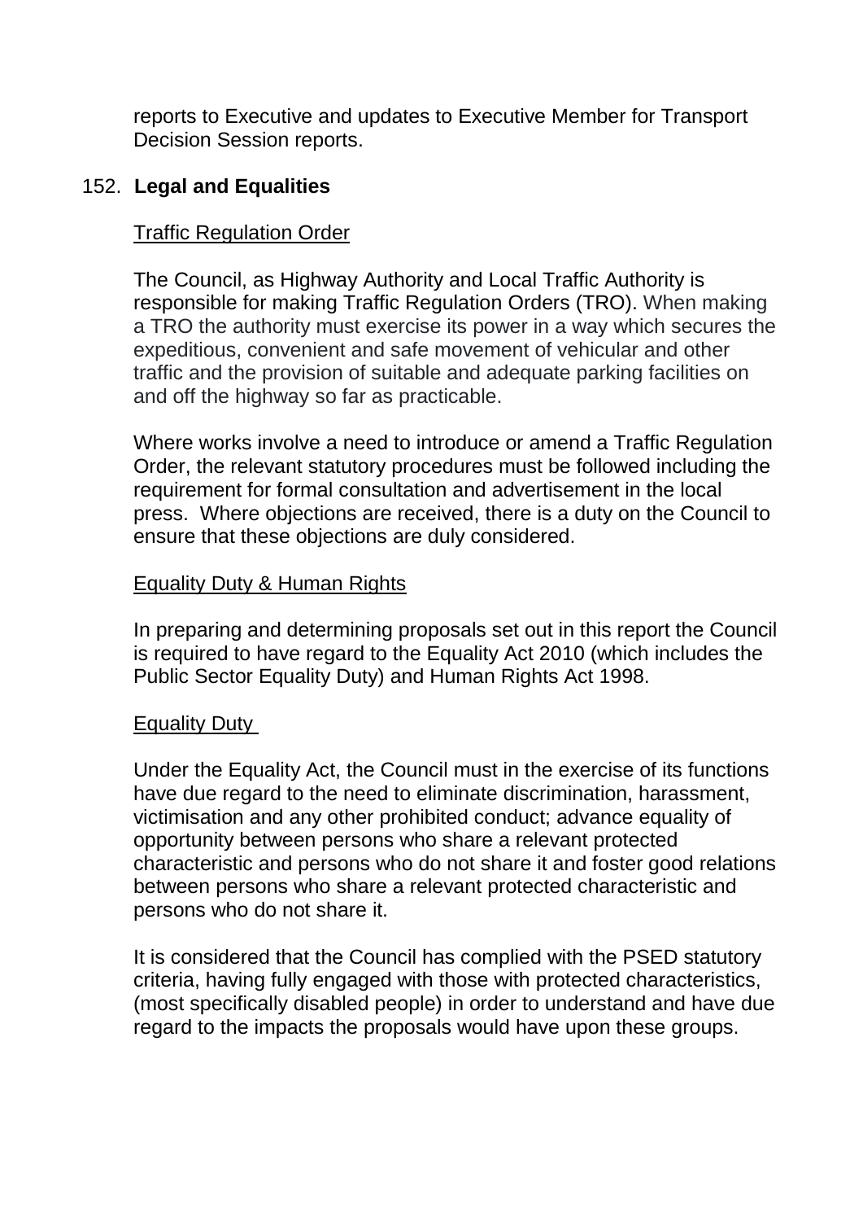reports to Executive and updates to Executive Member for Transport Decision Session reports.

152. **Legal and Equalities**

Traffic Regulation Order

The Council, as Highway Authority and Local Traffic Authority is responsible for making Traffic Regulation Orders (TRO). When making a TRO the authority must exercise its power in a way which secures the expeditious, convenient and safe movement of vehicular and other traffic and the provision of suitable and adequate parking facilities on and off the highway so far as practicable.

Where works involve a need to introduce or amend a Traffic Regulation Order, the relevant statutory procedures must be followed including the requirement for formal consultation and advertisement in the local press. Where objections are received, there is a duty on the Council to ensure that these objections are duly considered.

Equality Duty & Human Rights

In preparing and determining proposals set out in this report the Council is required to have regard to the Equality Act 2010 (which includes the Public Sector Equality Duty) and Human Rights Act 1998.

Equality Duty

Under the Equality Act, the Council must in the exercise of its functions have due regard to the need to eliminate discrimination, harassment, victimisation and any other prohibited conduct; advance equality of opportunity between persons who share a relevant protected characteristic and persons who do not share it and foster good relations between persons who share a relevant protected characteristic and persons who do not share it.

It is considered that the Council has complied with the PSED statutory criteria, having fully engaged with those with protected characteristics, (most specifically disabled people) in order to understand and have due regard to the impacts the proposals would have upon these groups.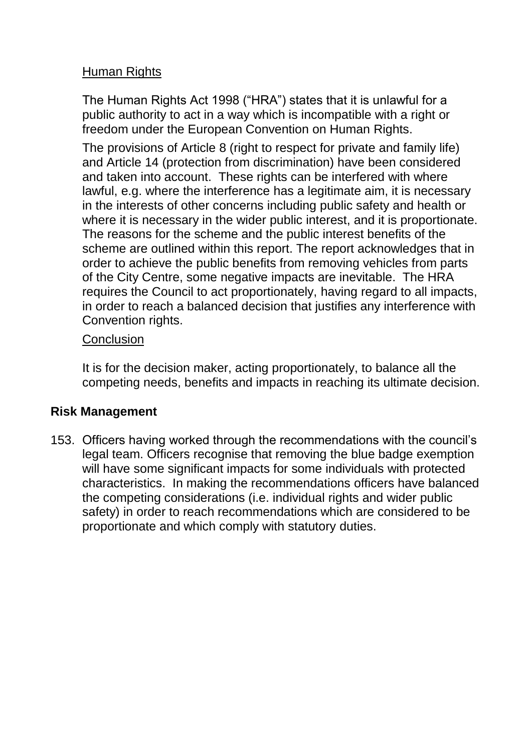Human Rights

The Human Rights Act 1998 ("HRA") states that it is unlawful for a public authority to act in a way which is incompatible with a right or freedom under the European Convention on Human Rights.

The provisions of Article 8 (right to respect for private and family life) and Article 14 (protection from discrimination) have been considered and taken into account. These rights can be interfered with where lawful, e.g. where the interference has a legitimate aim, it is necessary in the interests of other concerns including public safety and health or where it is necessary in the wider public interest, and it is proportionate. The reasons for the scheme and the public interest benefits of the scheme are outlined within this report. The report acknowledges that in order to achieve the public benefits from removing vehicles from parts of the City Centre, some negative impacts are inevitable. The HRA requires the Council to act proportionately, having regard to all impacts, in order to reach a balanced decision that justifies any interference with Convention rights.

Conclusion

It is for the decision maker, acting proportionately, to balance all the competing needs, benefits and impacts in reaching its ultimate decision.

## Risk Management

153. Officers having worked through the recommendations with the council's legal team. Officers recognise that removing the blue badge exemption will have some significant impacts for some individuals with protected characteristics. In making the recommendations officers have balanced the competing considerations (i.e. individual rights and wider public safety) in order to reach recommendations which are considered to be proportionate and which comply with statutory duties.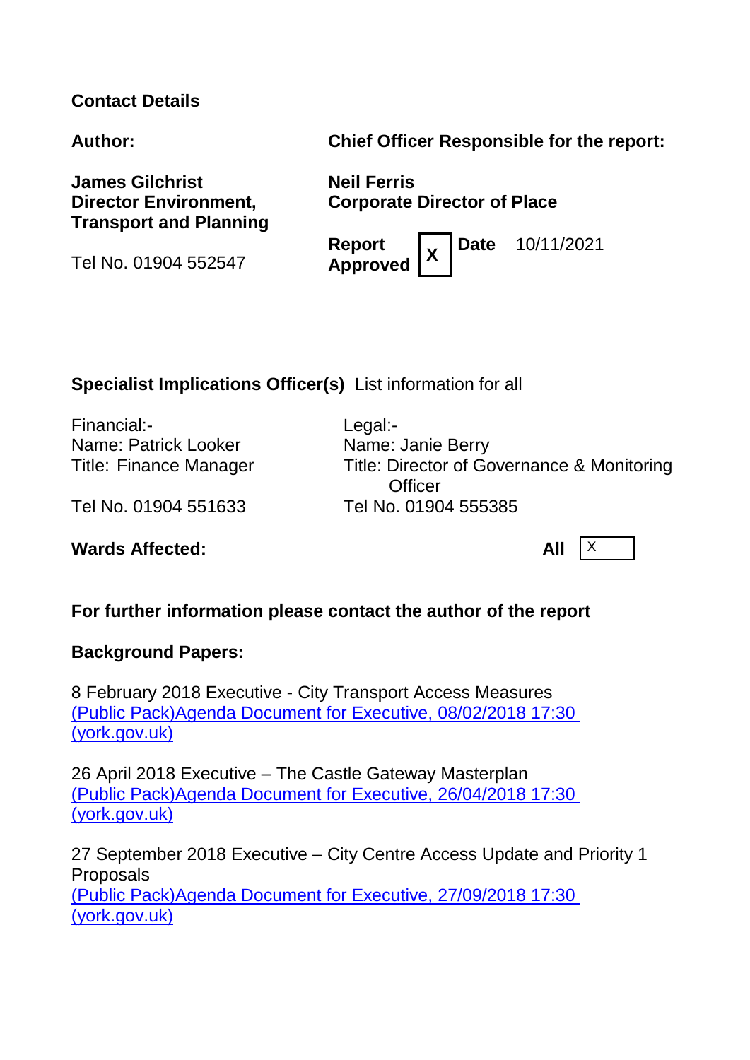**Contact Details**

| **Author:** | **Chief Officer Responsible for the report:** |
| --- | --- |
| **James Gilchrist**<br>**Director Environment, Transport and Planning** | **Neil Ferris**<br>**Corporate Director of Place** |
| Tel No. 01904 552547 | **Report Approved** X **Date** 10/11/2021 |

**Specialist Implications Officer(s)** List information for all

| Financial:- | Legal:- |
| --- | --- |
| Name: Patrick Looker | Name: Janie Berry |
| Title: Finance Manager | Title: Director of Governance & Monitoring Officer |
| Tel No. 01904 551633 | Tel No. 01904 555385 |

**Wards Affected:** **All** X

**For further information please contact the author of the report**

**Background Papers:**

8 February 2018 Executive - City Transport Access Measures
[(Public Pack)Agenda Document for Executive, 08/02/2018 17:30 (york.gov.uk)]

26 April 2018 Executive – The Castle Gateway Masterplan
[(Public Pack)Agenda Document for Executive, 26/04/2018 17:30 (york.gov.uk)]

27 September 2018 Executive – City Centre Access Update and Priority 1 Proposals
[(Public Pack)Agenda Document for Executive, 27/09/2018 17:30 (york.gov.uk)]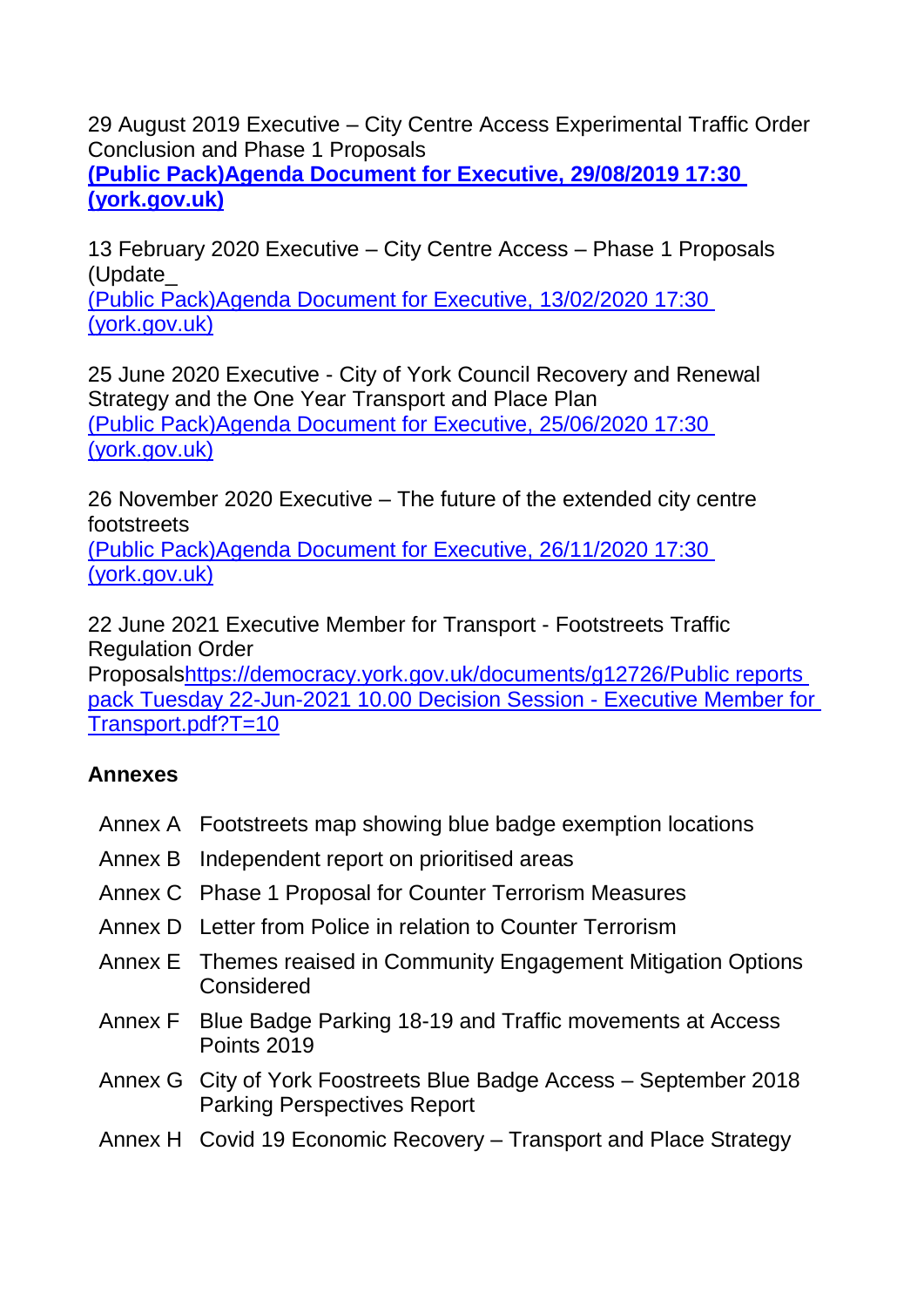29 August 2019 Executive – City Centre Access Experimental Traffic Order Conclusion and Phase 1 Proposals
**[(Public Pack)Agenda Document for Executive, 29/08/2019 17:30 (york.gov.uk)]()**

13 February 2020 Executive – City Centre Access – Phase 1 Proposals (Update_
[(Public Pack)Agenda Document for Executive, 13/02/2020 17:30 (york.gov.uk)]()

25 June 2020 Executive - City of York Council Recovery and Renewal Strategy and the One Year Transport and Place Plan
[(Public Pack)Agenda Document for Executive, 25/06/2020 17:30 (york.gov.uk)]()

26 November 2020 Executive – The future of the extended city centre footstreets
[(Public Pack)Agenda Document for Executive, 26/11/2020 17:30 (york.gov.uk)]()

22 June 2021 Executive Member for Transport - Footstreets Traffic Regulation Order Proposals[https://democracy.york.gov.uk/documents/g12726/Public reports pack Tuesday 22-Jun-2021 10.00 Decision Session - Executive Member for Transport.pdf?T=10]()

**Annexes**

| | |
|---|---|
| Annex A | Footstreets map showing blue badge exemption locations |
| Annex B | Independent report on prioritised areas |
| Annex C | Phase 1 Proposal for Counter Terrorism Measures |
| Annex D | Letter from Police in relation to Counter Terrorism |
| Annex E | Themes raised in Community Engagement Mitigation Options Considered |
| Annex F | Blue Badge Parking 18-19 and Traffic movements at Access Points 2019 |
| Annex G | City of York Foostreets Blue Badge Access – September 2018 Parking Perspectives Report |
| Annex H | Covid 19 Economic Recovery – Transport and Place Strategy |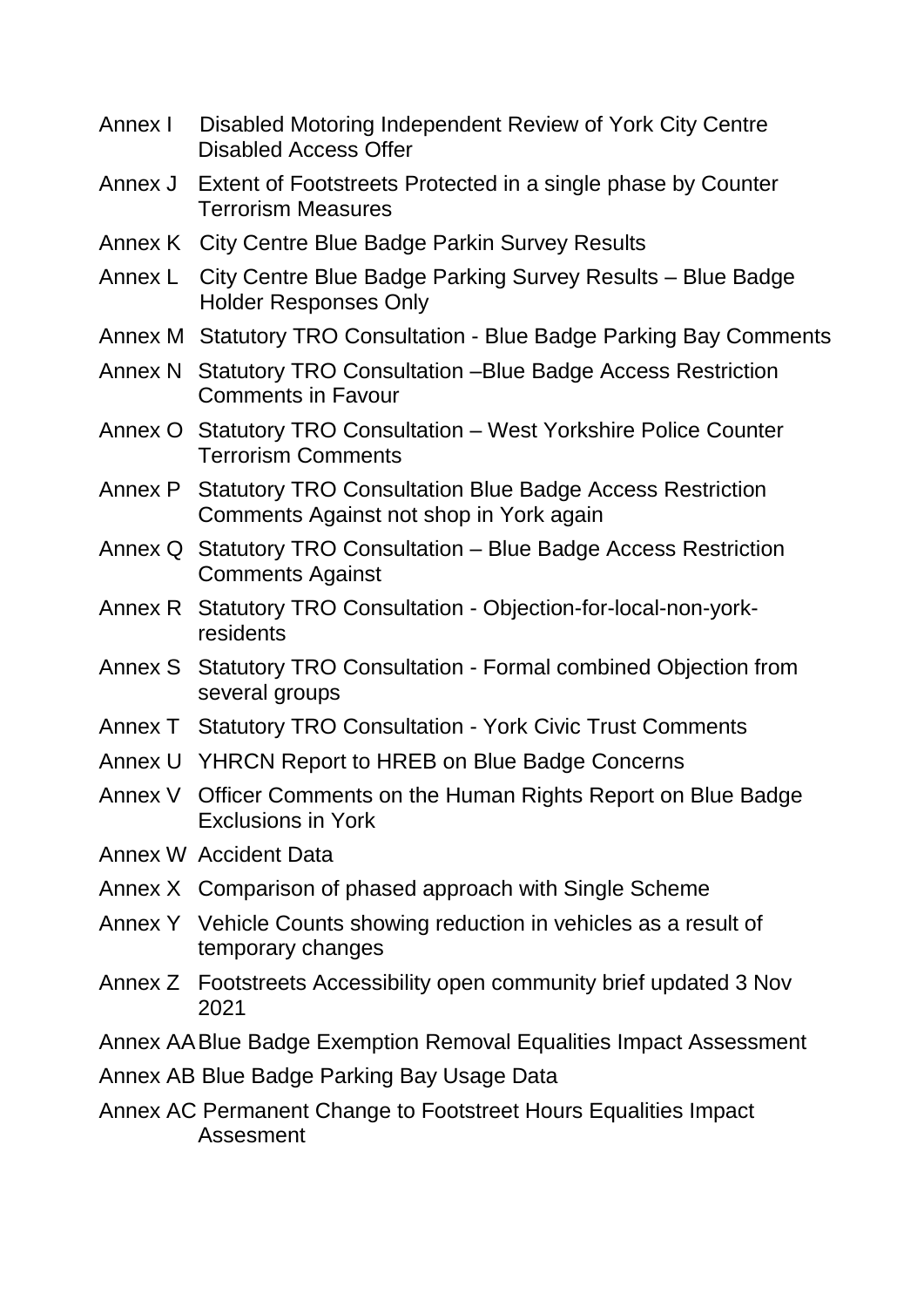Annex I Disabled Motoring Independent Review of York City Centre Disabled Access Offer

Annex J Extent of Footstreets Protected in a single phase by Counter Terrorism Measures

Annex K City Centre Blue Badge Parkin Survey Results

Annex L City Centre Blue Badge Parking Survey Results – Blue Badge Holder Responses Only

Annex M Statutory TRO Consultation - Blue Badge Parking Bay Comments

Annex N Statutory TRO Consultation –Blue Badge Access Restriction Comments in Favour

Annex O Statutory TRO Consultation – West Yorkshire Police Counter Terrorism Comments

Annex P Statutory TRO Consultation Blue Badge Access Restriction Comments Against not shop in York again

Annex Q Statutory TRO Consultation – Blue Badge Access Restriction Comments Against

Annex R Statutory TRO Consultation - Objection-for-local-non-york-residents

Annex S Statutory TRO Consultation - Formal combined Objection from several groups

Annex T Statutory TRO Consultation - York Civic Trust Comments

Annex U YHRCN Report to HREB on Blue Badge Concerns

Annex V Officer Comments on the Human Rights Report on Blue Badge Exclusions in York

Annex W Accident Data

Annex X Comparison of phased approach with Single Scheme

Annex Y Vehicle Counts showing reduction in vehicles as a result of temporary changes

Annex Z Footstreets Accessibility open community brief updated 3 Nov 2021

Annex AA Blue Badge Exemption Removal Equalities Impact Assessment

Annex AB Blue Badge Parking Bay Usage Data

Annex AC Permanent Change to Footstreet Hours Equalities Impact Assesment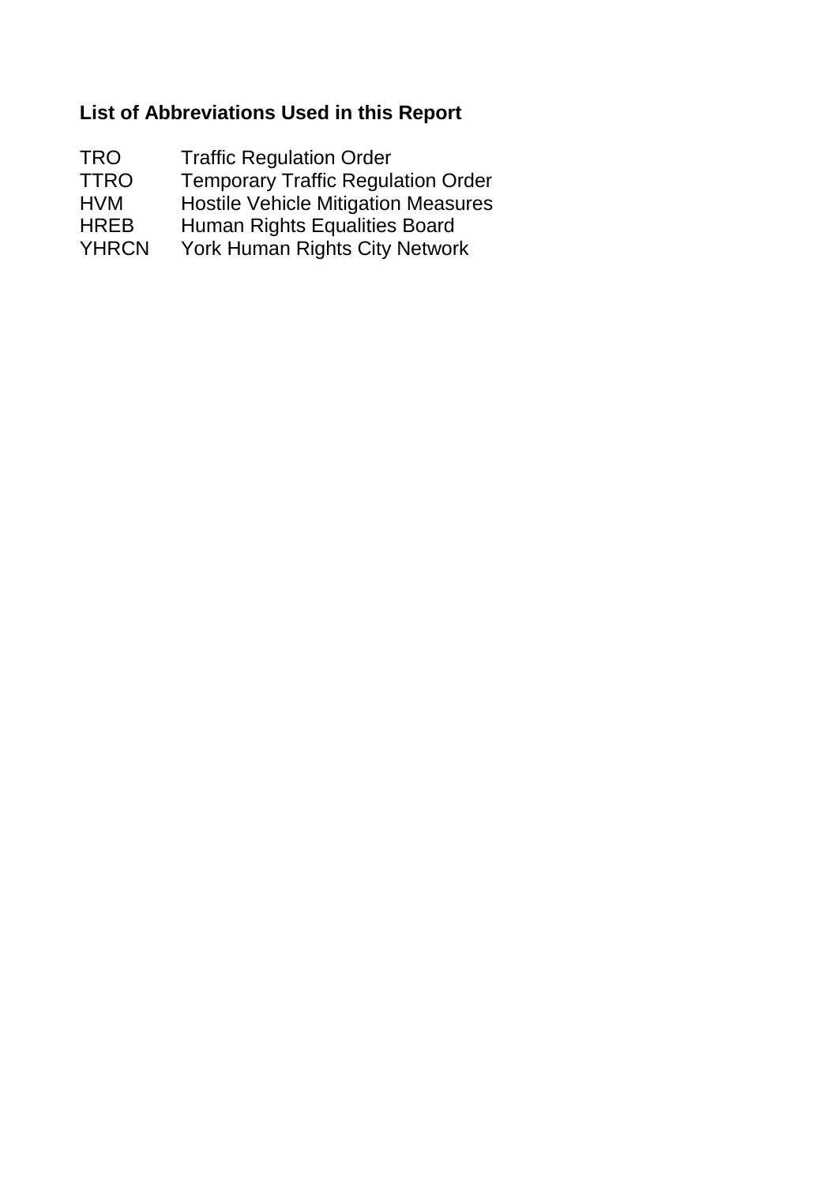**List of Abbreviations Used in this Report**

| | |
|---|---|
| TRO | Traffic Regulation Order |
| TTRO | Temporary Traffic Regulation Order |
| HVM | Hostile Vehicle Mitigation Measures |
| HREB | Human Rights Equalities Board |
| YHRCN | York Human Rights City Network |